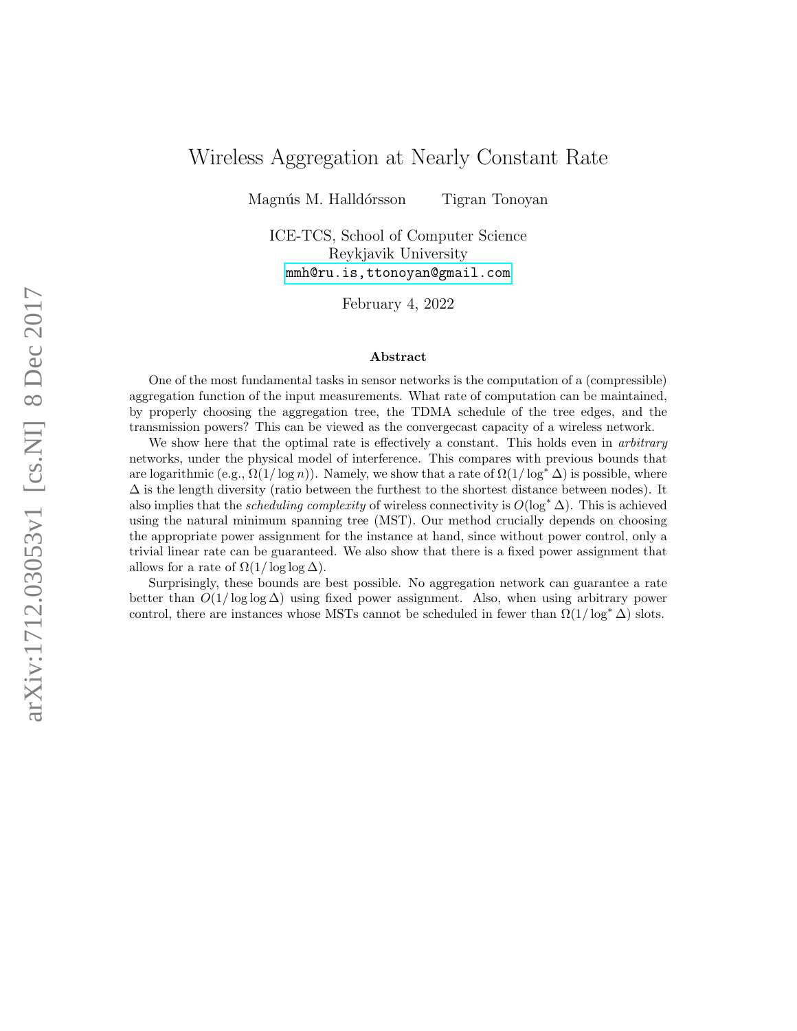# Wireless Aggregation at Nearly Constant Rate

Magnús M. Halldórsson    Tigran Tonoyan

ICE-TCS, School of Computer Science
Reykjavik University
mmh@ru.is,ttonoyan@gmail.com

February 4, 2022

### Abstract

One of the most fundamental tasks in sensor networks is the computation of a (compressible) aggregation function of the input measurements. What rate of computation can be maintained, by properly choosing the aggregation tree, the TDMA schedule of the tree edges, and the transmission powers? This can be viewed as the convergecast capacity of a wireless network.

We show here that the optimal rate is effectively a constant. This holds even in *arbitrary* networks, under the physical model of interference. This compares with previous bounds that are logarithmic (e.g., $\Omega(1/\log n)$). Namely, we show that a rate of $\Omega(1/\log^* \Delta)$ is possible, where $\Delta$ is the length diversity (ratio between the furthest to the shortest distance between nodes). It also implies that the *scheduling complexity* of wireless connectivity is $O(\log^* \Delta)$. This is achieved using the natural minimum spanning tree (MST). Our method crucially depends on choosing the appropriate power assignment for the instance at hand, since without power control, only a trivial linear rate can be guaranteed. We also show that there is a fixed power assignment that allows for a rate of $\Omega(1/\log\log \Delta)$.

Surprisingly, these bounds are best possible. No aggregation network can guarantee a rate better than $O(1/\log\log \Delta)$ using fixed power assignment. Also, when using arbitrary power control, there are instances whose MSTs cannot be scheduled in fewer than $\Omega(1/\log^* \Delta)$ slots.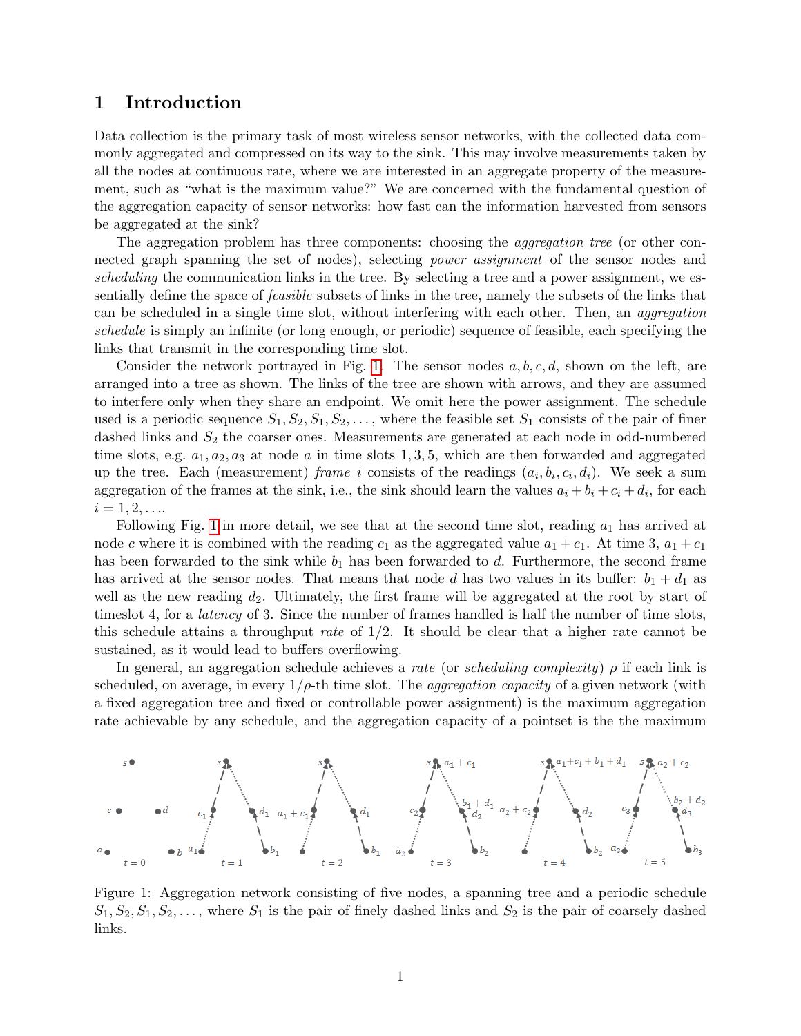# 1 Introduction

Data collection is the primary task of most wireless sensor networks, with the collected data commonly aggregated and compressed on its way to the sink. This may involve measurements taken by all the nodes at continuous rate, where we are interested in an aggregate property of the measurement, such as "what is the maximum value?" We are concerned with the fundamental question of the aggregation capacity of sensor networks: how fast can the information harvested from sensors be aggregated at the sink?

The aggregation problem has three components: choosing the *aggregation tree* (or other connected graph spanning the set of nodes), selecting *power assignment* of the sensor nodes and *scheduling* the communication links in the tree. By selecting a tree and a power assignment, we essentially define the space of *feasible* subsets of links in the tree, namely the subsets of the links that can be scheduled in a single time slot, without interfering with each other. Then, an *aggregation schedule* is simply an infinite (or long enough, or periodic) sequence of feasible, each specifying the links that transmit in the corresponding time slot.

Consider the network portrayed in Fig. 1. The sensor nodes $a, b, c, d$, shown on the left, are arranged into a tree as shown. The links of the tree are shown with arrows, and they are assumed to interfere only when they share an endpoint. We omit here the power assignment. The schedule used is a periodic sequence $S_1, S_2, S_1, S_2, \ldots$, where the feasible set $S_1$ consists of the pair of finer dashed links and $S_2$ the coarser ones. Measurements are generated at each node in odd-numbered time slots, e.g. $a_1, a_2, a_3$ at node $a$ in time slots $1, 3, 5$, which are then forwarded and aggregated up the tree. Each (measurement) *frame* $i$ consists of the readings $(a_i, b_i, c_i, d_i)$. We seek a sum aggregation of the frames at the sink, i.e., the sink should learn the values $a_i + b_i + c_i + d_i$, for each $i = 1, 2, \ldots$.

Following Fig. 1 in more detail, we see that at the second time slot, reading $a_1$ has arrived at node $c$ where it is combined with the reading $c_1$ as the aggregated value $a_1 + c_1$. At time 3, $a_1 + c_1$ has been forwarded to the sink while $b_1$ has been forwarded to $d$. Furthermore, the second frame has arrived at the sensor nodes. That means that node $d$ has two values in its buffer: $b_1 + d_1$ as well as the new reading $d_2$. Ultimately, the first frame will be aggregated at the root by start of timeslot 4, for a *latency* of 3. Since the number of frames handled is half the number of time slots, this schedule attains a throughput *rate* of 1/2. It should be clear that a higher rate cannot be sustained, as it would lead to buffers overflowing.

In general, an aggregation schedule achieves a *rate* (or *scheduling complexity*) $\rho$ if each link is scheduled, on average, in every $1/\rho$-th time slot. The *aggregation capacity* of a given network (with a fixed aggregation tree and fixed or controllable power assignment) is the maximum aggregation rate achievable by any schedule, and the aggregation capacity of a pointset is the the maximum

Figure 1: Aggregation network consisting of five nodes, a spanning tree and a periodic schedule $S_1, S_2, S_1, S_2, \ldots$, where $S_1$ is the pair of finely dashed links and $S_2$ is the pair of coarsely dashed links.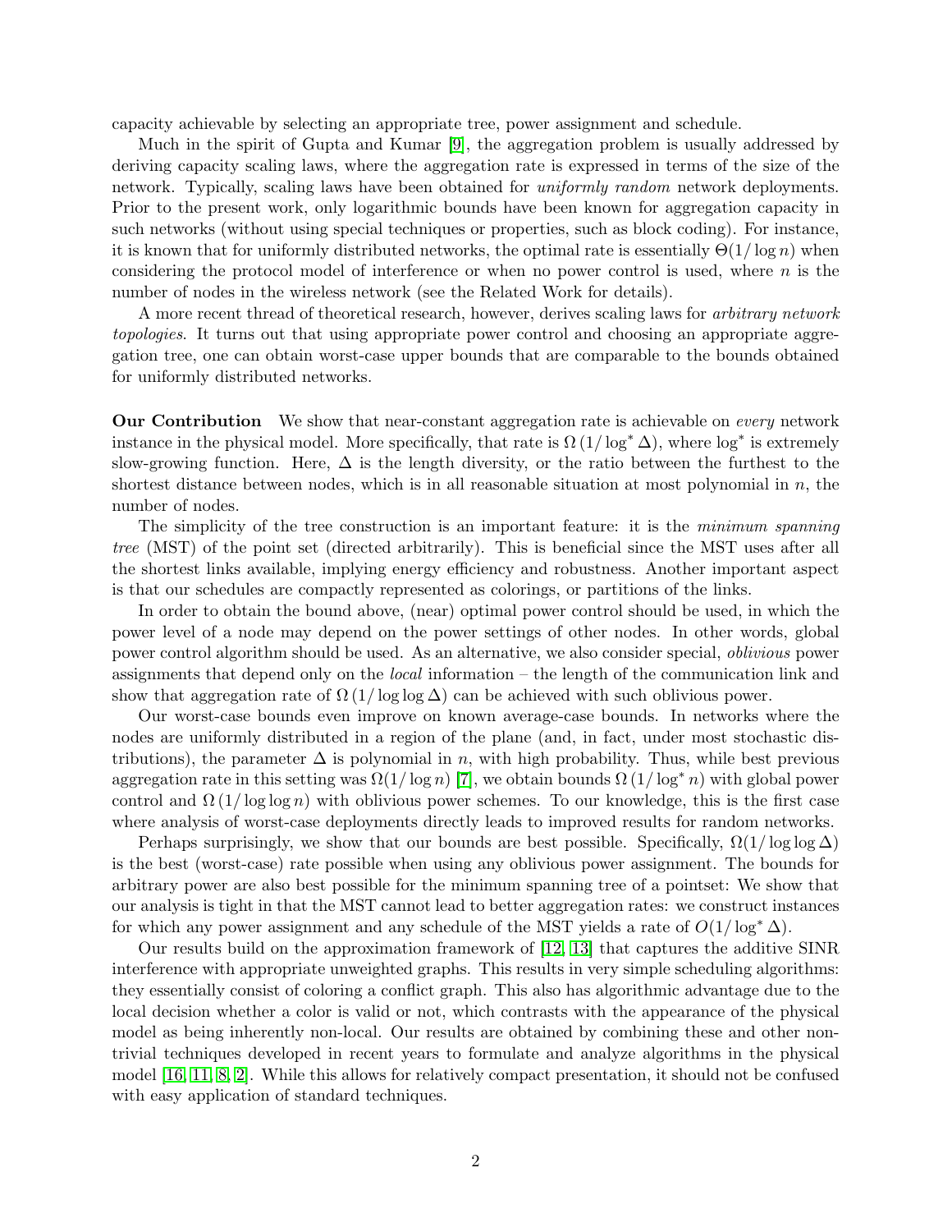capacity achievable by selecting an appropriate tree, power assignment and schedule.

Much in the spirit of Gupta and Kumar [9], the aggregation problem is usually addressed by deriving capacity scaling laws, where the aggregation rate is expressed in terms of the size of the network. Typically, scaling laws have been obtained for *uniformly random* network deployments. Prior to the present work, only logarithmic bounds have been known for aggregation capacity in such networks (without using special techniques or properties, such as block coding). For instance, it is known that for uniformly distributed networks, the optimal rate is essentially $\Theta(1/\log n)$ when considering the protocol model of interference or when no power control is used, where $n$ is the number of nodes in the wireless network (see the Related Work for details).

A more recent thread of theoretical research, however, derives scaling laws for *arbitrary network topologies*. It turns out that using appropriate power control and choosing an appropriate aggregation tree, one can obtain worst-case upper bounds that are comparable to the bounds obtained for uniformly distributed networks.

**Our Contribution** We show that near-constant aggregation rate is achievable on *every* network instance in the physical model. More specifically, that rate is $\Omega(1/\log^* \Delta)$, where $\log^*$ is extremely slow-growing function. Here, $\Delta$ is the length diversity, or the ratio between the furthest to the shortest distance between nodes, which is in all reasonable situation at most polynomial in $n$, the number of nodes.

The simplicity of the tree construction is an important feature: it is the *minimum spanning tree* (MST) of the point set (directed arbitrarily). This is beneficial since the MST uses after all the shortest links available, implying energy efficiency and robustness. Another important aspect is that our schedules are compactly represented as colorings, or partitions of the links.

In order to obtain the bound above, (near) optimal power control should be used, in which the power level of a node may depend on the power settings of other nodes. In other words, global power control algorithm should be used. As an alternative, we also consider special, *oblivious* power assignments that depend only on the *local* information – the length of the communication link and show that aggregation rate of $\Omega(1/\log\log \Delta)$ can be achieved with such oblivious power.

Our worst-case bounds even improve on known average-case bounds. In networks where the nodes are uniformly distributed in a region of the plane (and, in fact, under most stochastic distributions), the parameter $\Delta$ is polynomial in $n$, with high probability. Thus, while best previous aggregation rate in this setting was $\Omega(1/\log n)$ [7], we obtain bounds $\Omega(1/\log^* n)$ with global power control and $\Omega(1/\log\log n)$ with oblivious power schemes. To our knowledge, this is the first case where analysis of worst-case deployments directly leads to improved results for random networks.

Perhaps surprisingly, we show that our bounds are best possible. Specifically, $\Omega(1/\log\log \Delta)$ is the best (worst-case) rate possible when using any oblivious power assignment. The bounds for arbitrary power are also best possible for the minimum spanning tree of a pointset: We show that our analysis is tight in that the MST cannot lead to better aggregation rates: we construct instances for which any power assignment and any schedule of the MST yields a rate of $O(1/\log^* \Delta)$.

Our results build on the approximation framework of [12, 13] that captures the additive SINR interference with appropriate unweighted graphs. This results in very simple scheduling algorithms: they essentially consist of coloring a conflict graph. This also has algorithmic advantage due to the local decision whether a color is valid or not, which contrasts with the appearance of the physical model as being inherently non-local. Our results are obtained by combining these and other non-trivial techniques developed in recent years to formulate and analyze algorithms in the physical model [16, 11, 8, 2]. While this allows for relatively compact presentation, it should not be confused with easy application of standard techniques.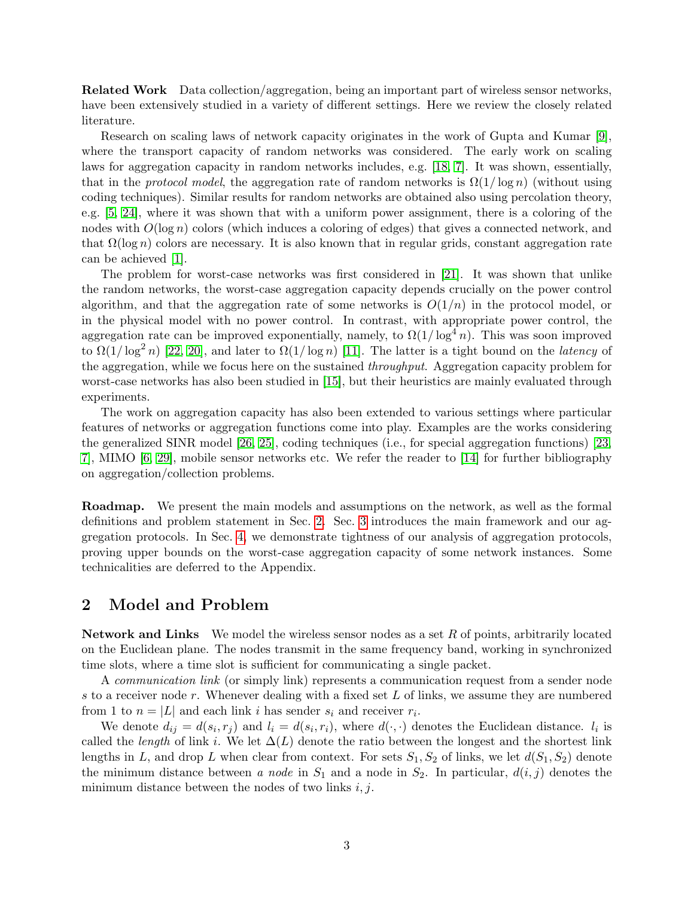**Related Work** Data collection/aggregation, being an important part of wireless sensor networks, have been extensively studied in a variety of different settings. Here we review the closely related literature.

Research on scaling laws of network capacity originates in the work of Gupta and Kumar [9], where the transport capacity of random networks was considered. The early work on scaling laws for aggregation capacity in random networks includes, e.g. [18, 7]. It was shown, essentially, that in the *protocol model*, the aggregation rate of random networks is $\Omega(1/\log n)$ (without using coding techniques). Similar results for random networks are obtained also using percolation theory, e.g. [5, 24], where it was shown that with a uniform power assignment, there is a coloring of the nodes with $O(\log n)$ colors (which induces a coloring of edges) that gives a connected network, and that $\Omega(\log n)$ colors are necessary. It is also known that in regular grids, constant aggregation rate can be achieved [1].

The problem for worst-case networks was first considered in [21]. It was shown that unlike the random networks, the worst-case aggregation capacity depends crucially on the power control algorithm, and that the aggregation rate of some networks is $O(1/n)$ in the protocol model, or in the physical model with no power control. In contrast, with appropriate power control, the aggregation rate can be improved exponentially, namely, to $\Omega(1/\log^4 n)$. This was soon improved to $\Omega(1/\log^2 n)$ [22, 20], and later to $\Omega(1/\log n)$ [11]. The latter is a tight bound on the *latency* of the aggregation, while we focus here on the sustained *throughput*. Aggregation capacity problem for worst-case networks has also been studied in [15], but their heuristics are mainly evaluated through experiments.

The work on aggregation capacity has also been extended to various settings where particular features of networks or aggregation functions come into play. Examples are the works considering the generalized SINR model [26, 25], coding techniques (i.e., for special aggregation functions) [23, 7], MIMO [6, 29], mobile sensor networks etc. We refer the reader to [14] for further bibliography on aggregation/collection problems.

**Roadmap.** We present the main models and assumptions on the network, as well as the formal definitions and problem statement in Sec. 2. Sec. 3 introduces the main framework and our aggregation protocols. In Sec. 4, we demonstrate tightness of our analysis of aggregation protocols, proving upper bounds on the worst-case aggregation capacity of some network instances. Some technicalities are deferred to the Appendix.

## 2 Model and Problem

**Network and Links** We model the wireless sensor nodes as a set $R$ of points, arbitrarily located on the Euclidean plane. The nodes transmit in the same frequency band, working in synchronized time slots, where a time slot is sufficient for communicating a single packet.

A *communication link* (or simply link) represents a communication request from a sender node $s$ to a receiver node $r$. Whenever dealing with a fixed set $L$ of links, we assume they are numbered from 1 to $n = |L|$ and each link $i$ has sender $s_i$ and receiver $r_i$.

We denote $d_{ij} = d(s_i, r_j)$ and $l_i = d(s_i, r_i)$, where $d(\cdot, \cdot)$ denotes the Euclidean distance. $l_i$ is called the *length* of link $i$. We let $\Delta(L)$ denote the ratio between the longest and the shortest link lengths in $L$, and drop $L$ when clear from context. For sets $S_1, S_2$ of links, we let $d(S_1, S_2)$ denote the minimum distance between *a node* in $S_1$ and a node in $S_2$. In particular, $d(i, j)$ denotes the minimum distance between the nodes of two links $i, j$.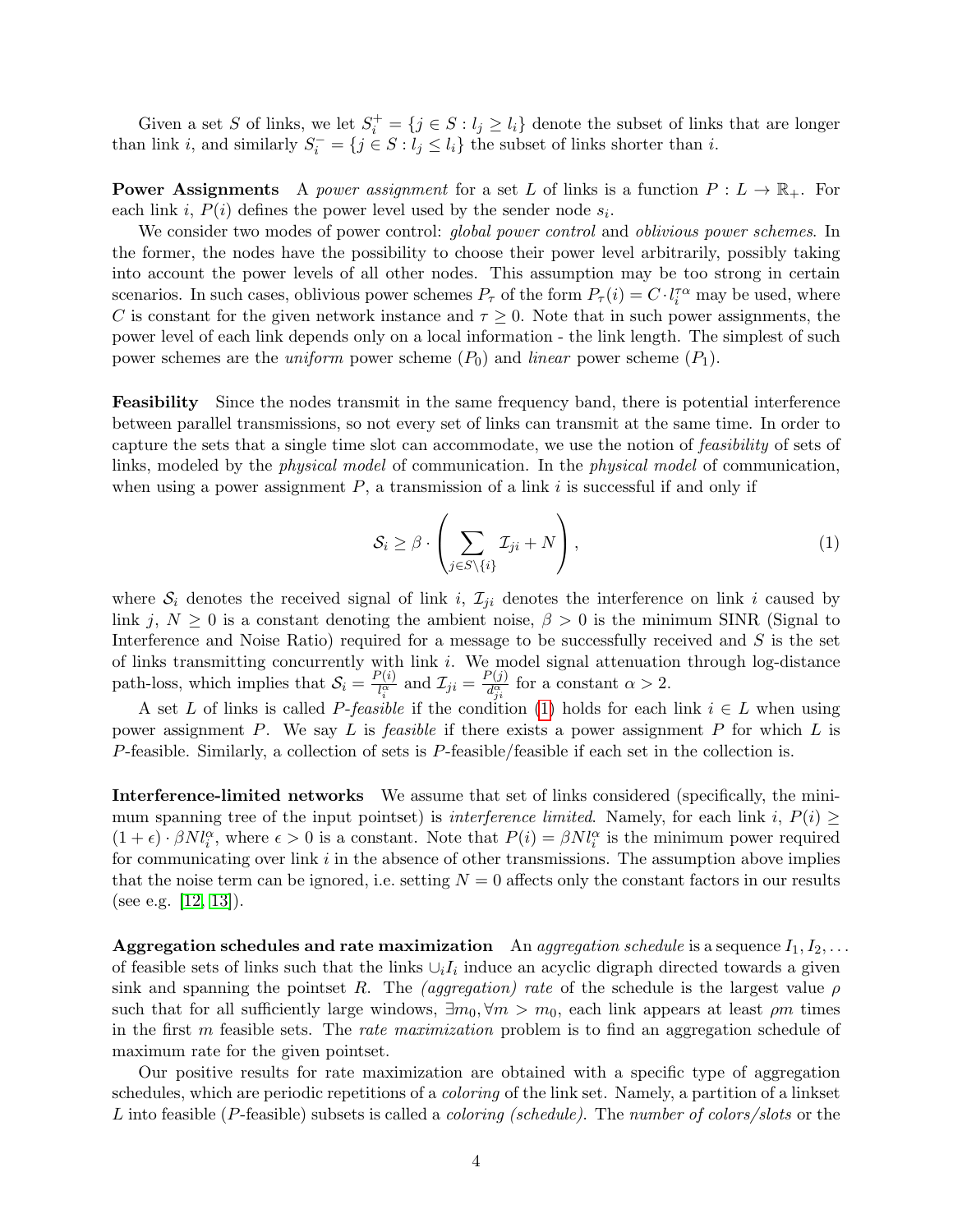Given a set $S$ of links, we let $S_i^+ = \{j \in S : l_j \geq l_i\}$ denote the subset of links that are longer than link $i$, and similarly $S_i^- = \{j \in S : l_j \leq l_i\}$ the subset of links shorter than $i$.

**Power Assignments** A *power assignment* for a set $L$ of links is a function $P : L \to \mathbb{R}_+$. For each link $i$, $P(i)$ defines the power level used by the sender node $s_i$.

We consider two modes of power control: *global power control* and *oblivious power schemes*. In the former, the nodes have the possibility to choose their power level arbitrarily, possibly taking into account the power levels of all other nodes. This assumption may be too strong in certain scenarios. In such cases, oblivious power schemes $P_\tau$ of the form $P_\tau(i) = C \cdot l_i^{\tau\alpha}$ may be used, where $C$ is constant for the given network instance and $\tau \geq 0$. Note that in such power assignments, the power level of each link depends only on a local information - the link length. The simplest of such power schemes are the *uniform* power scheme ($P_0$) and *linear* power scheme ($P_1$).

**Feasibility** Since the nodes transmit in the same frequency band, there is potential interference between parallel transmissions, so not every set of links can transmit at the same time. In order to capture the sets that a single time slot can accommodate, we use the notion of *feasibility* of sets of links, modeled by the *physical model* of communication. In the *physical model* of communication, when using a power assignment $P$, a transmission of a link $i$ is successful if and only if

$$\mathcal{S}_i \geq \beta \cdot \left( \sum_{j \in S \setminus \{i\}} \mathcal{I}_{ji} + N \right), \tag{1}$$

where $\mathcal{S}_i$ denotes the received signal of link $i$, $\mathcal{I}_{ji}$ denotes the interference on link $i$ caused by link $j$, $N \geq 0$ is a constant denoting the ambient noise, $\beta > 0$ is the minimum SINR (Signal to Interference and Noise Ratio) required for a message to be successfully received and $S$ is the set of links transmitting concurrently with link $i$. We model signal attenuation through log-distance path-loss, which implies that $\mathcal{S}_i = \frac{P(i)}{l_i^\alpha}$ and $\mathcal{I}_{ji} = \frac{P(j)}{d_{ji}^\alpha}$ for a constant $\alpha > 2$.

A set $L$ of links is called *$P$-feasible* if the condition (1) holds for each link $i \in L$ when using power assignment $P$. We say $L$ is *feasible* if there exists a power assignment $P$ for which $L$ is $P$-feasible. Similarly, a collection of sets is $P$-feasible/feasible if each set in the collection is.

**Interference-limited networks** We assume that set of links considered (specifically, the minimum spanning tree of the input pointset) is *interference limited*. Namely, for each link $i$, $P(i) \geq (1+\epsilon) \cdot \beta N l_i^\alpha$, where $\epsilon > 0$ is a constant. Note that $P(i) = \beta N l_i^\alpha$ is the minimum power required for communicating over link $i$ in the absence of other transmissions. The assumption above implies that the noise term can be ignored, i.e. setting $N = 0$ affects only the constant factors in our results (see e.g. [12, 13]).

**Aggregation schedules and rate maximization** An *aggregation schedule* is a sequence $I_1, I_2, \ldots$ of feasible sets of links such that the links $\cup_i I_i$ induce an acyclic digraph directed towards a given sink and spanning the pointset $R$. The *(aggregation) rate* of the schedule is the largest value $\rho$ such that for all sufficiently large windows, $\exists m_0, \forall m > m_0$, each link appears at least $\rho m$ times in the first $m$ feasible sets. The *rate maximization* problem is to find an aggregation schedule of maximum rate for the given pointset.

Our positive results for rate maximization are obtained with a specific type of aggregation schedules, which are periodic repetitions of a *coloring* of the link set. Namely, a partition of a linkset $L$ into feasible ($P$-feasible) subsets is called a *coloring (schedule)*. The *number of colors/slots* or the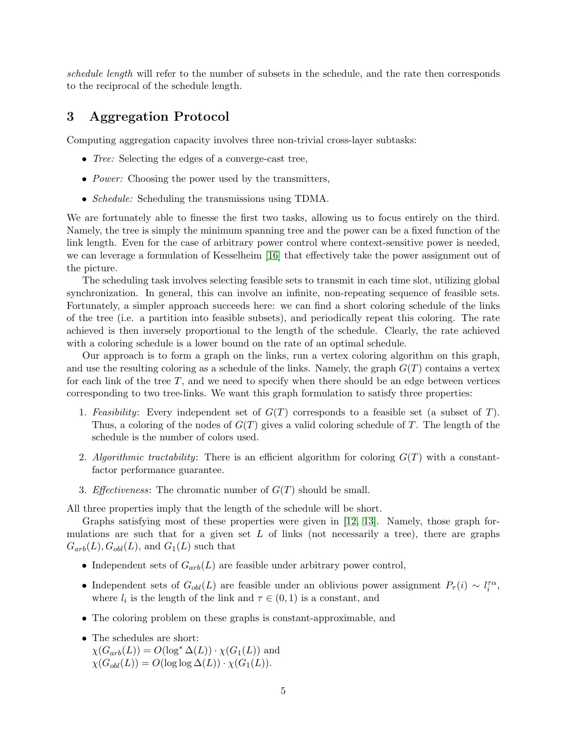*schedule length* will refer to the number of subsets in the schedule, and the rate then corresponds to the reciprocal of the schedule length.

## 3 Aggregation Protocol

Computing aggregation capacity involves three non-trivial cross-layer subtasks:

- *Tree:* Selecting the edges of a converge-cast tree,
- *Power:* Choosing the power used by the transmitters,
- *Schedule:* Scheduling the transmissions using TDMA.

We are fortunately able to finesse the first two tasks, allowing us to focus entirely on the third. Namely, the tree is simply the minimum spanning tree and the power can be a fixed function of the link length. Even for the case of arbitrary power control where context-sensitive power is needed, we can leverage a formulation of Kesselheim [16] that effectively take the power assignment out of the picture.

The scheduling task involves selecting feasible sets to transmit in each time slot, utilizing global synchronization. In general, this can involve an infinite, non-repeating sequence of feasible sets. Fortunately, a simpler approach succeeds here: we can find a short coloring schedule of the links of the tree (i.e. a partition into feasible subsets), and periodically repeat this coloring. The rate achieved is then inversely proportional to the length of the schedule. Clearly, the rate achieved with a coloring schedule is a lower bound on the rate of an optimal schedule.

Our approach is to form a graph on the links, run a vertex coloring algorithm on this graph, and use the resulting coloring as a schedule of the links. Namely, the graph $G(T)$ contains a vertex for each link of the tree $T$, and we need to specify when there should be an edge between vertices corresponding to two tree-links. We want this graph formulation to satisfy three properties:

1. *Feasibility*: Every independent set of $G(T)$ corresponds to a feasible set (a subset of $T$). Thus, a coloring of the nodes of $G(T)$ gives a valid coloring schedule of $T$. The length of the schedule is the number of colors used.
2. *Algorithmic tractability*: There is an efficient algorithm for coloring $G(T)$ with a constant-factor performance guarantee.
3. *Effectiveness*: The chromatic number of $G(T)$ should be small.

All three properties imply that the length of the schedule will be short.

Graphs satisfying most of these properties were given in [12, 13]. Namely, those graph formulations are such that for a given set $L$ of links (not necessarily a tree), there are graphs $G_{arb}(L), G_{obl}(L)$, and $G_1(L)$ such that

- Independent sets of $G_{arb}(L)$ are feasible under arbitrary power control,
- Independent sets of $G_{obl}(L)$ are feasible under an oblivious power assignment $P_\tau(i) \sim l_i^{\tau\alpha}$, where $l_i$ is the length of the link and $\tau \in (0, 1)$ is a constant, and
- The coloring problem on these graphs is constant-approximable, and
- The schedules are short:
  $\chi(G_{arb}(L)) = O(\log^* \Delta(L)) \cdot \chi(G_1(L))$ and
  $\chi(G_{obl}(L)) = O(\log \log \Delta(L)) \cdot \chi(G_1(L))$.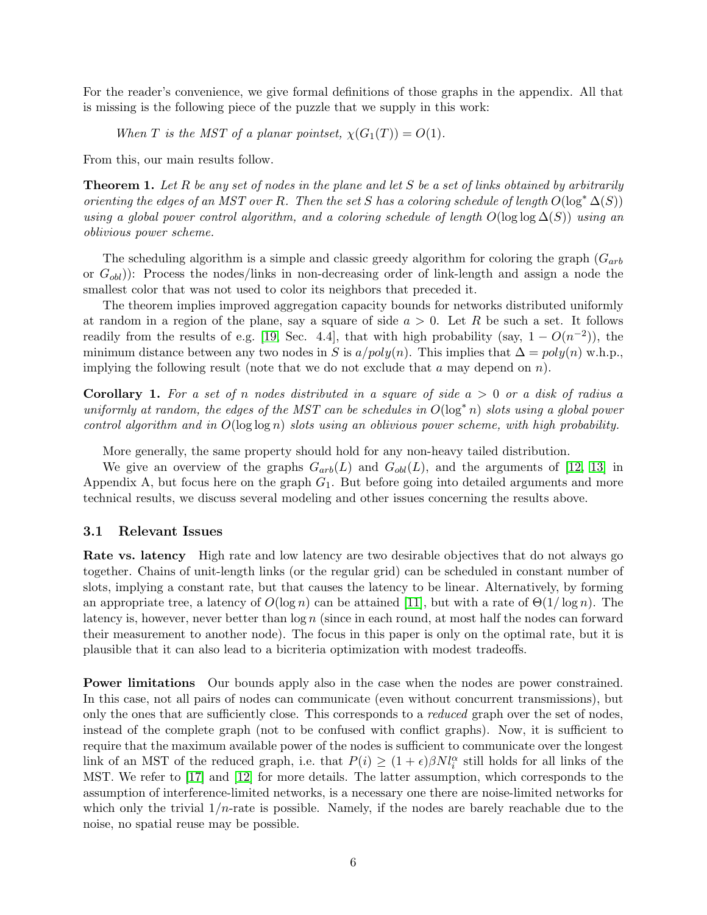For the reader's convenience, we give formal definitions of those graphs in the appendix. All that is missing is the following piece of the puzzle that we supply in this work:

*When $T$ is the MST of a planar pointset, $\chi(G_1(T)) = O(1)$.*

From this, our main results follow.

**Theorem 1.** *Let $R$ be any set of nodes in the plane and let $S$ be a set of links obtained by arbitrarily orienting the edges of an MST over $R$. Then the set $S$ has a coloring schedule of length $O(\log^* \Delta(S))$ using a global power control algorithm, and a coloring schedule of length $O(\log\log \Delta(S))$ using an oblivious power scheme.*

The scheduling algorithm is a simple and classic greedy algorithm for coloring the graph ($G_{arb}$ or $G_{obl}$)): Process the nodes/links in non-decreasing order of link-length and assign a node the smallest color that was not used to color its neighbors that preceded it.

The theorem implies improved aggregation capacity bounds for networks distributed uniformly at random in a region of the plane, say a square of side $a > 0$. Let $R$ be such a set. It follows readily from the results of e.g. [19, Sec. 4.4], that with high probability (say, $1 - O(n^{-2})$), the minimum distance between any two nodes in $S$ is $a/poly(n)$. This implies that $\Delta = poly(n)$ w.h.p., implying the following result (note that we do not exclude that $a$ may depend on $n$).

**Corollary 1.** *For a set of $n$ nodes distributed in a square of side $a > 0$ or a disk of radius $a$ uniformly at random, the edges of the MST can be schedules in $O(\log^* n)$ slots using a global power control algorithm and in $O(\log\log n)$ slots using an oblivious power scheme, with high probability.*

More generally, the same property should hold for any non-heavy tailed distribution.

We give an overview of the graphs $G_{arb}(L)$ and $G_{obl}(L)$, and the arguments of [12, 13] in Appendix A, but focus here on the graph $G_1$. But before going into detailed arguments and more technical results, we discuss several modeling and other issues concerning the results above.

### 3.1 Relevant Issues

**Rate vs. latency** High rate and low latency are two desirable objectives that do not always go together. Chains of unit-length links (or the regular grid) can be scheduled in constant number of slots, implying a constant rate, but that causes the latency to be linear. Alternatively, by forming an appropriate tree, a latency of $O(\log n)$ can be attained [11], but with a rate of $\Theta(1/\log n)$. The latency is, however, never better than $\log n$ (since in each round, at most half the nodes can forward their measurement to another node). The focus in this paper is only on the optimal rate, but it is plausible that it can also lead to a bicriteria optimization with modest tradeoffs.

**Power limitations** Our bounds apply also in the case when the nodes are power constrained. In this case, not all pairs of nodes can communicate (even without concurrent transmissions), but only the ones that are sufficiently close. This corresponds to a *reduced* graph over the set of nodes, instead of the complete graph (not to be confused with conflict graphs). Now, it is sufficient to require that the maximum available power of the nodes is sufficient to communicate over the longest link of an MST of the reduced graph, i.e. that $P(i) \geq (1+\epsilon)\beta N l_i^\alpha$ still holds for all links of the MST. We refer to [17] and [12] for more details. The latter assumption, which corresponds to the assumption of interference-limited networks, is a necessary one there are noise-limited networks for which only the trivial $1/n$-rate is possible. Namely, if the nodes are barely reachable due to the noise, no spatial reuse may be possible.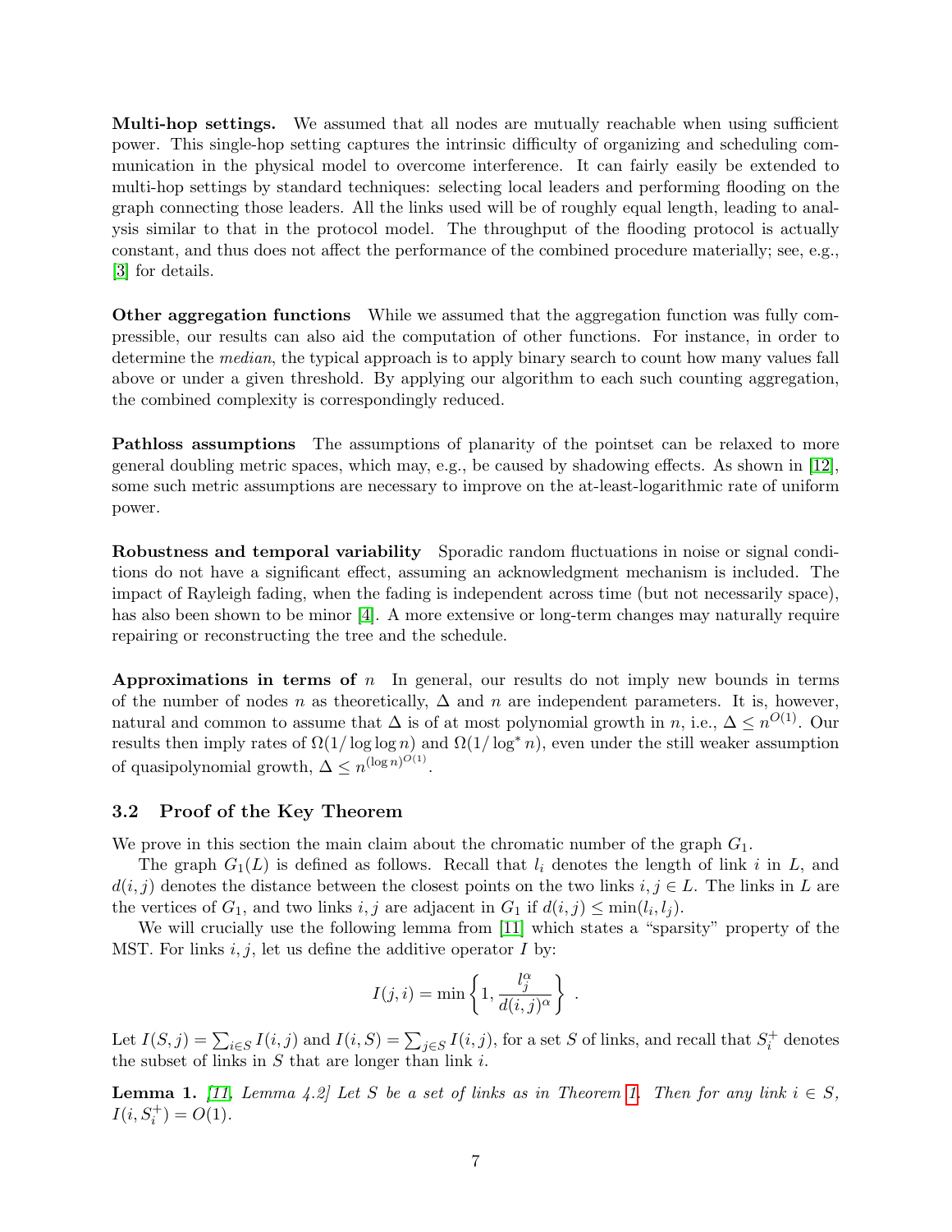**Multi-hop settings.** We assumed that all nodes are mutually reachable when using sufficient power. This single-hop setting captures the intrinsic difficulty of organizing and scheduling communication in the physical model to overcome interference. It can fairly easily be extended to multi-hop settings by standard techniques: selecting local leaders and performing flooding on the graph connecting those leaders. All the links used will be of roughly equal length, leading to analysis similar to that in the protocol model. The throughput of the flooding protocol is actually constant, and thus does not affect the performance of the combined procedure materially; see, e.g., [3] for details.

**Other aggregation functions** While we assumed that the aggregation function was fully compressible, our results can also aid the computation of other functions. For instance, in order to determine the *median*, the typical approach is to apply binary search to count how many values fall above or under a given threshold. By applying our algorithm to each such counting aggregation, the combined complexity is correspondingly reduced.

**Pathloss assumptions** The assumptions of planarity of the pointset can be relaxed to more general doubling metric spaces, which may, e.g., be caused by shadowing effects. As shown in [12], some such metric assumptions are necessary to improve on the at-least-logarithmic rate of uniform power.

**Robustness and temporal variability** Sporadic random fluctuations in noise or signal conditions do not have a significant effect, assuming an acknowledgment mechanism is included. The impact of Rayleigh fading, when the fading is independent across time (but not necessarily space), has also been shown to be minor [4]. A more extensive or long-term changes may naturally require repairing or reconstructing the tree and the schedule.

**Approximations in terms of $n$** In general, our results do not imply new bounds in terms of the number of nodes $n$ as theoretically, $\Delta$ and $n$ are independent parameters. It is, however, natural and common to assume that $\Delta$ is of at most polynomial growth in $n$, i.e., $\Delta \leq n^{O(1)}$. Our results then imply rates of $\Omega(1/\log\log n)$ and $\Omega(1/\log^* n)$, even under the still weaker assumption of quasipolynomial growth, $\Delta \leq n^{(\log n)^{O(1)}}$.

### 3.2 Proof of the Key Theorem

We prove in this section the main claim about the chromatic number of the graph $G_1$.

The graph $G_1(L)$ is defined as follows. Recall that $l_i$ denotes the length of link $i$ in $L$, and $d(i,j)$ denotes the distance between the closest points on the two links $i,j \in L$. The links in $L$ are the vertices of $G_1$, and two links $i,j$ are adjacent in $G_1$ if $d(i,j) \leq \min(l_i, l_j)$.

We will crucially use the following lemma from [11] which states a "sparsity" property of the MST. For links $i,j$, let us define the additive operator $I$ by:

$$I(j,i) = \min\left\{1, \frac{l_j^\alpha}{d(i,j)^\alpha}\right\} .$$

Let $I(S,j) = \sum_{i \in S} I(i,j)$ and $I(i,S) = \sum_{j \in S} I(i,j)$, for a set $S$ of links, and recall that $S_i^+$ denotes the subset of links in $S$ that are longer than link $i$.

**Lemma 1.** *[11, Lemma 4.2] Let $S$ be a set of links as in Theorem 1. Then for any link $i \in S$, $I(i, S_i^+) = O(1)$.*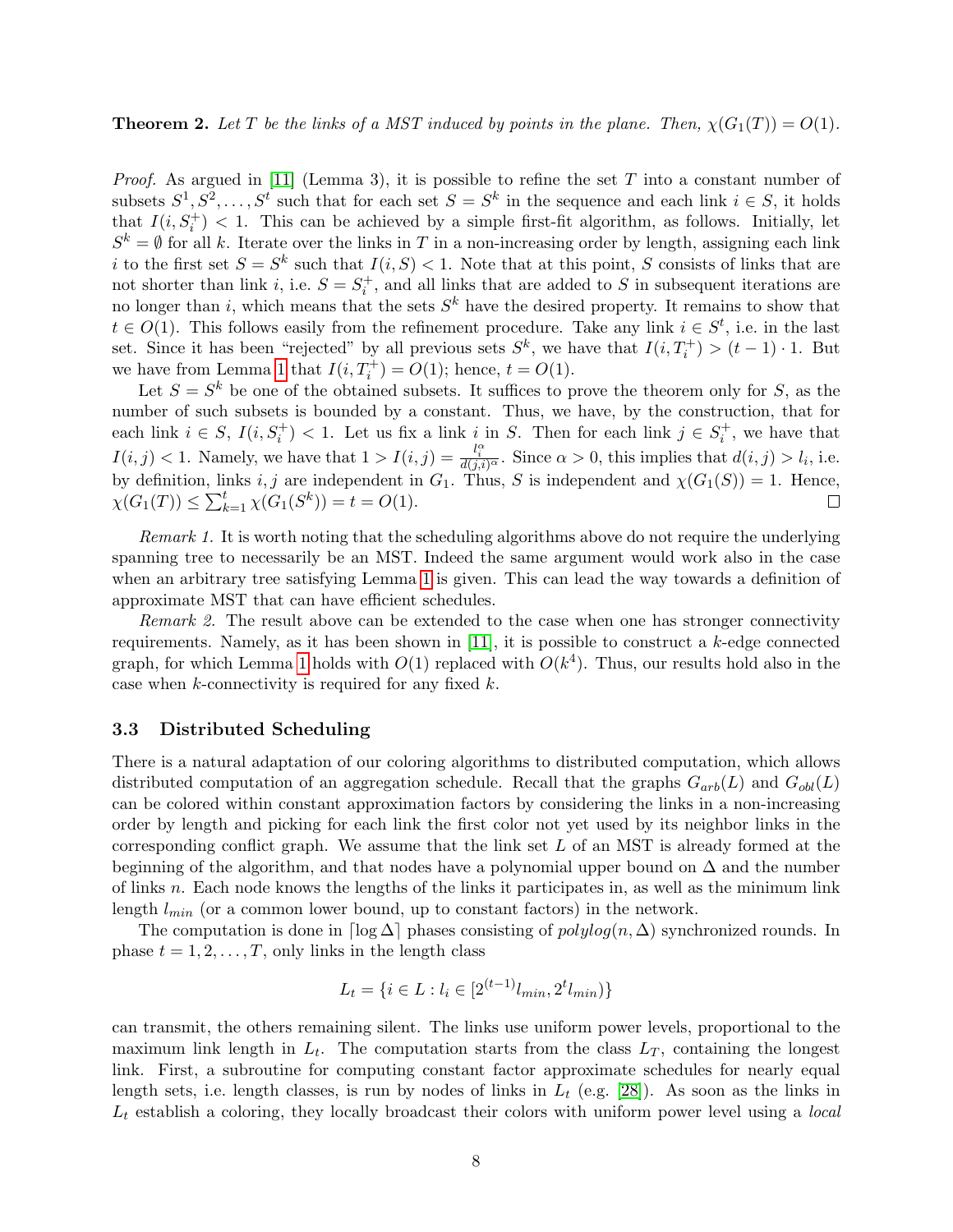**Theorem 2.** *Let $T$ be the links of a MST induced by points in the plane. Then, $\chi(G_1(T)) = O(1)$.*

*Proof.* As argued in [11] (Lemma 3), it is possible to refine the set $T$ into a constant number of subsets $S^1, S^2, \ldots, S^t$ such that for each set $S = S^k$ in the sequence and each link $i \in S$, it holds that $I(i, S_i^+) < 1$. This can be achieved by a simple first-fit algorithm, as follows. Initially, let $S^k = \emptyset$ for all $k$. Iterate over the links in $T$ in a non-increasing order by length, assigning each link $i$ to the first set $S = S^k$ such that $I(i, S) < 1$. Note that at this point, $S$ consists of links that are not shorter than link $i$, i.e. $S = S_i^+$, and all links that are added to $S$ in subsequent iterations are no longer than $i$, which means that the sets $S^k$ have the desired property. It remains to show that $t \in O(1)$. This follows easily from the refinement procedure. Take any link $i \in S^t$, i.e. in the last set. Since it has been "rejected" by all previous sets $S^k$, we have that $I(i, T_i^+) > (t-1) \cdot 1$. But we have from Lemma 1 that $I(i, T_i^+) = O(1)$; hence, $t = O(1)$.

Let $S = S^k$ be one of the obtained subsets. It suffices to prove the theorem only for $S$, as the number of such subsets is bounded by a constant. Thus, we have, by the construction, that for each link $i \in S$, $I(i, S_i^+) < 1$. Let us fix a link $i$ in $S$. Then for each link $j \in S_i^+$, we have that $I(i, j) < 1$. Namely, we have that $1 > I(i, j) = \frac{l_i^\alpha}{d(j,i)^\alpha}$. Since $\alpha > 0$, this implies that $d(i, j) > l_i$, i.e. by definition, links $i, j$ are independent in $G_1$. Thus, $S$ is independent and $\chi(G_1(S)) = 1$. Hence, $\chi(G_1(T)) \le \sum_{k=1}^{t} \chi(G_1(S^k)) = t = O(1)$. □

*Remark 1.* It is worth noting that the scheduling algorithms above do not require the underlying spanning tree to necessarily be an MST. Indeed the same argument would work also in the case when an arbitrary tree satisfying Lemma 1 is given. This can lead the way towards a definition of approximate MST that can have efficient schedules.

*Remark 2.* The result above can be extended to the case when one has stronger connectivity requirements. Namely, as it has been shown in [11], it is possible to construct a $k$-edge connected graph, for which Lemma 1 holds with $O(1)$ replaced with $O(k^4)$. Thus, our results hold also in the case when $k$-connectivity is required for any fixed $k$.

### 3.3 Distributed Scheduling

There is a natural adaptation of our coloring algorithms to distributed computation, which allows distributed computation of an aggregation schedule. Recall that the graphs $G_{arb}(L)$ and $G_{obl}(L)$ can be colored within constant approximation factors by considering the links in a non-increasing order by length and picking for each link the first color not yet used by its neighbor links in the corresponding conflict graph. We assume that the link set $L$ of an MST is already formed at the beginning of the algorithm, and that nodes have a polynomial upper bound on $\Delta$ and the number of links $n$. Each node knows the lengths of the links it participates in, as well as the minimum link length $l_{min}$ (or a common lower bound, up to constant factors) in the network.

The computation is done in $\lceil \log \Delta \rceil$ phases consisting of $polylog(n, \Delta)$ synchronized rounds. In phase $t = 1, 2, \ldots, T$, only links in the length class

$$L_t = \{i \in L : l_i \in [2^{(t-1)} l_{min}, 2^t l_{min})\}$$

can transmit, the others remaining silent. The links use uniform power levels, proportional to the maximum link length in $L_t$. The computation starts from the class $L_T$, containing the longest link. First, a subroutine for computing constant factor approximate schedules for nearly equal length sets, i.e. length classes, is run by nodes of links in $L_t$ (e.g. [28]). As soon as the links in $L_t$ establish a coloring, they locally broadcast their colors with uniform power level using a *local*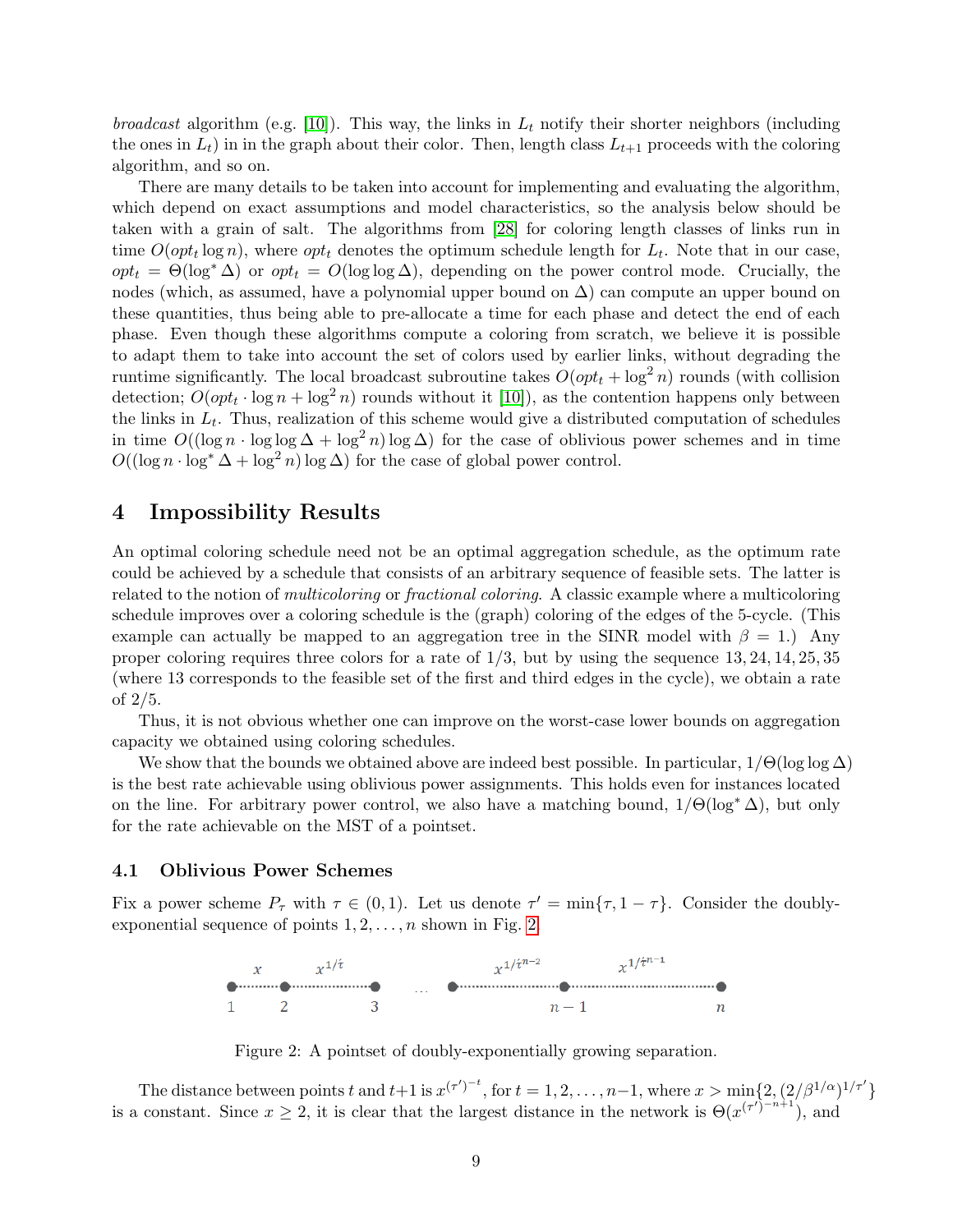*broadcast* algorithm (e.g. [10]). This way, the links in $L_t$ notify their shorter neighbors (including the ones in $L_t$) in in the graph about their color. Then, length class $L_{t+1}$ proceeds with the coloring algorithm, and so on.

There are many details to be taken into account for implementing and evaluating the algorithm, which depend on exact assumptions and model characteristics, so the analysis below should be taken with a grain of salt. The algorithms from [28] for coloring length classes of links run in time $O(opt_t \log n)$, where $opt_t$ denotes the optimum schedule length for $L_t$. Note that in our case, $opt_t = \Theta(\log^* \Delta)$ or $opt_t = O(\log\log \Delta)$, depending on the power control mode. Crucially, the nodes (which, as assumed, have a polynomial upper bound on $\Delta$) can compute an upper bound on these quantities, thus being able to pre-allocate a time for each phase and detect the end of each phase. Even though these algorithms compute a coloring from scratch, we believe it is possible to adapt them to take into account the set of colors used by earlier links, without degrading the runtime significantly. The local broadcast subroutine takes $O(opt_t + \log^2 n)$ rounds (with collision detection; $O(opt_t \cdot \log n + \log^2 n)$ rounds without it [10]), as the contention happens only between the links in $L_t$. Thus, realization of this scheme would give a distributed computation of schedules in time $O((\log n \cdot \log\log \Delta + \log^2 n) \log \Delta)$ for the case of oblivious power schemes and in time $O((\log n \cdot \log^* \Delta + \log^2 n) \log \Delta)$ for the case of global power control.

# 4 Impossibility Results

An optimal coloring schedule need not be an optimal aggregation schedule, as the optimum rate could be achieved by a schedule that consists of an arbitrary sequence of feasible sets. The latter is related to the notion of *multicoloring* or *fractional coloring*. A classic example where a multicoloring schedule improves over a coloring schedule is the (graph) coloring of the edges of the 5-cycle. (This example can actually be mapped to an aggregation tree in the SINR model with $\beta = 1$.) Any proper coloring requires three colors for a rate of $1/3$, but by using the sequence $13, 24, 14, 25, 35$ (where 13 corresponds to the feasible set of the first and third edges in the cycle), we obtain a rate of $2/5$.

Thus, it is not obvious whether one can improve on the worst-case lower bounds on aggregation capacity we obtained using coloring schedules.

We show that the bounds we obtained above are indeed best possible. In particular, $1/\Theta(\log\log \Delta)$ is the best rate achievable using oblivious power assignments. This holds even for instances located on the line. For arbitrary power control, we also have a matching bound, $1/\Theta(\log^* \Delta)$, but only for the rate achievable on the MST of a pointset.

## 4.1 Oblivious Power Schemes

Fix a power scheme $P_\tau$ with $\tau \in (0, 1)$. Let us denote $\tau' = \min\{\tau, 1 - \tau\}$. Consider the doubly-exponential sequence of points $1, 2, \ldots, n$ shown in Fig. 2.

Figure 2: A pointset of doubly-exponentially growing separation.

The distance between points $t$ and $t+1$ is $x^{(\tau')^{-t}}$, for $t = 1, 2, \ldots, n-1$, where $x > \min\{2, (2/\beta^{1/\alpha})^{1/\tau'}\}$ is a constant. Since $x \geq 2$, it is clear that the largest distance in the network is $\Theta(x^{(\tau')^{-n+1}})$, and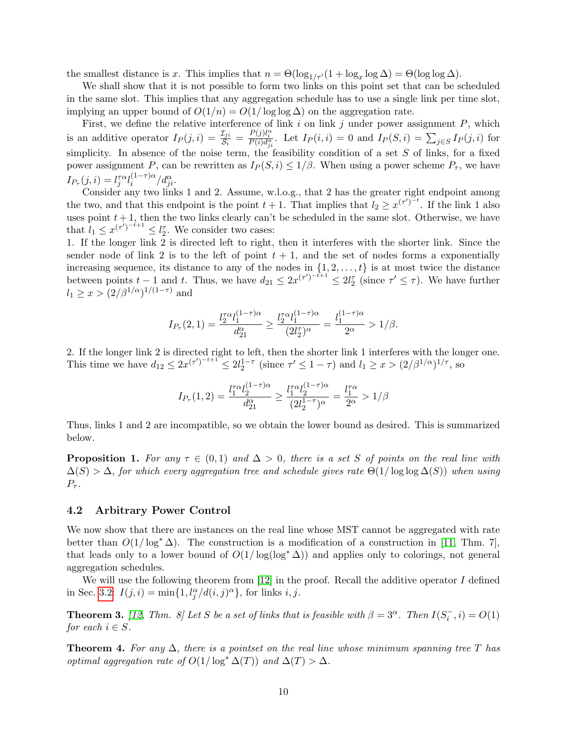the smallest distance is $x$. This implies that $n = \Theta(\log_{1/\tau'}(1 + \log_x \log \Delta) = \Theta(\log\log\Delta)$.

We shall show that it is not possible to form two links on this point set that can be scheduled in the same slot. This implies that any aggregation schedule has to use a single link per time slot, implying an upper bound of $O(1/n) = O(1/\log\log\Delta)$ on the aggregation rate.

First, we define the relative interference of link $i$ on link $j$ under power assignment $P$, which is an additive operator $I_P(j,i) = \frac{\mathcal{I}_{ji}}{\mathcal{S}_i} = \frac{P(j)l_i^\alpha}{P(i)d_{ji}^\alpha}$. Let $I_P(i,i) = 0$ and $I_P(S,i) = \sum_{j\in S} I_P(j,i)$ for simplicity. In absence of the noise term, the feasibility condition of a set $S$ of links, for a fixed power assignment $P$, can be rewritten as $I_P(S,i) \le 1/\beta$. When using a power scheme $P_\tau$, we have $I_{P_\tau}(j,i) = l_j^{\tau\alpha} l_i^{(1-\tau)\alpha}/d_{ji}^\alpha$.

Consider any two links 1 and 2. Assume, w.l.o.g., that 2 has the greater right endpoint among the two, and that this endpoint is the point $t+1$. That implies that $l_2 \ge x^{(\tau')^{-t}}$. If the link 1 also uses point $t+1$, then the two links clearly can't be scheduled in the same slot. Otherwise, we have that $l_1 \le x^{(\tau')^{-t+1}} \le l_2^\tau$. We consider two cases:

1. If the longer link 2 is directed left to right, then it interferes with the shorter link. Since the sender node of link 2 is to the left of point $t+1$, and the set of nodes forms a exponentially increasing sequence, its distance to any of the nodes in $\{1,2,\ldots,t\}$ is at most twice the distance between points $t-1$ and $t$. Thus, we have $d_{21} \le 2x^{(\tau')^{-t+1}} \le 2l_2^\tau$ (since $\tau' \le \tau$). We have further $l_1 \ge x > (2/\beta^{1/\alpha})^{1/(1-\tau)}$ and

$$I_{P_\tau}(2,1) = \frac{l_2^{\tau\alpha} l_1^{(1-\tau)\alpha}}{d_{21}^\alpha} \ge \frac{l_2^{\tau\alpha} l_1^{(1-\tau)\alpha}}{(2l_2^\tau)^\alpha} = \frac{l_1^{(1-\tau)\alpha}}{2^\alpha} > 1/\beta.$$

2. If the longer link 2 is directed right to left, then the shorter link 1 interferes with the longer one. This time we have $d_{12} \le 2x^{(\tau')^{-t+1}} \le 2l_2^{1-\tau}$ (since $\tau' \le 1-\tau$) and $l_1 \ge x > (2/\beta^{1/\alpha})^{1/\tau}$, so

$$I_{P_\tau}(1,2) = \frac{l_1^{\tau\alpha} l_2^{(1-\tau)\alpha}}{d_{21}^\alpha} \ge \frac{l_1^{\tau\alpha} l_2^{(1-\tau)\alpha}}{(2l_2^{1-\tau})^\alpha} = \frac{l_1^{\tau\alpha}}{2^\alpha} > 1/\beta$$

Thus, links 1 and 2 are incompatible, so we obtain the lower bound as desired. This is summarized below.

**Proposition 1.** *For any $\tau \in (0,1)$ and $\Delta > 0$, there is a set $S$ of points on the real line with $\Delta(S) > \Delta$, for which every aggregation tree and schedule gives rate $\Theta(1/\log\log\Delta(S))$ when using $P_\tau$.*

### 4.2 Arbitrary Power Control

We now show that there are instances on the real line whose MST cannot be aggregated with rate better than $O(1/\log^*\Delta)$. The construction is a modification of a construction in [11, Thm. 7], that leads only to a lower bound of $O(1/\log(\log^*\Delta))$ and applies only to colorings, not general aggregation schedules.

We will use the following theorem from [12] in the proof. Recall the additive operator $I$ defined in Sec. 3.2: $I(j,i) = \min\{1, l_j^\alpha/d(i,j)^\alpha\}$, for links $i,j$.

**Theorem 3.** *[12, Thm. 8] Let $S$ be a set of links that is feasible with $\beta = 3^\alpha$. Then $I(S_i^-, i) = O(1)$ for each $i \in S$.*

**Theorem 4.** *For any $\Delta$, there is a pointset on the real line whose minimum spanning tree $T$ has optimal aggregation rate of $O(1/\log^*\Delta(T))$ and $\Delta(T) > \Delta$.*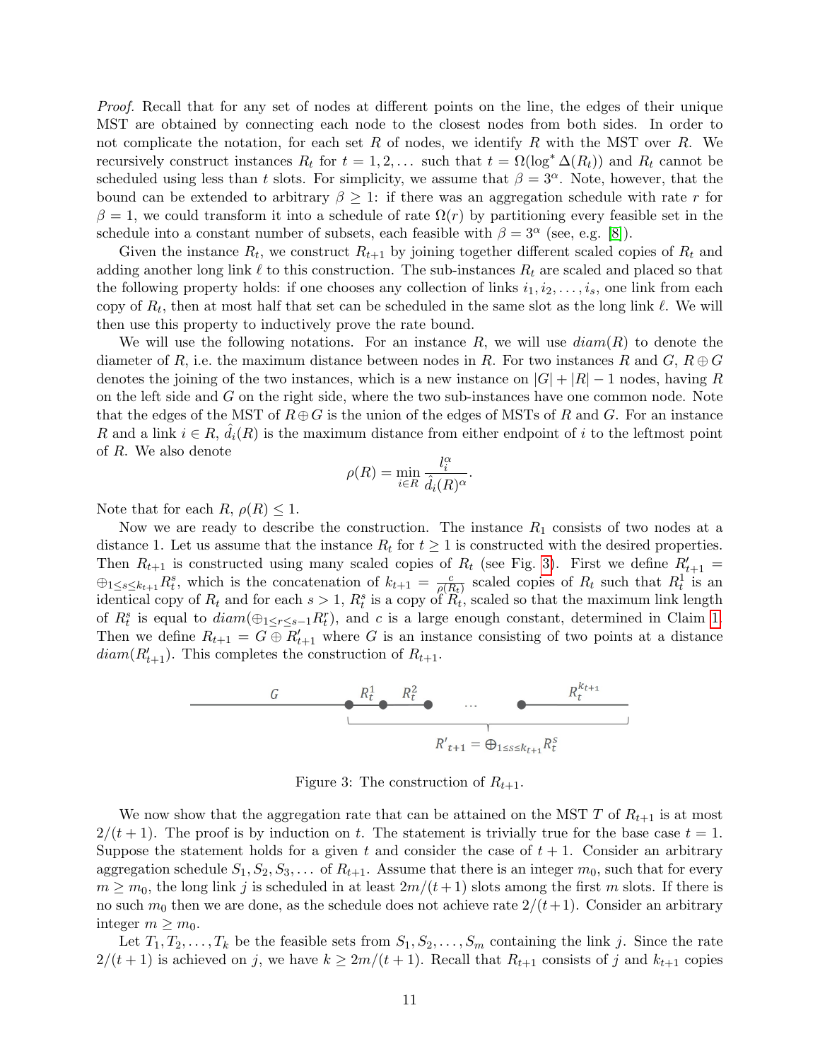*Proof.* Recall that for any set of nodes at different points on the line, the edges of their unique MST are obtained by connecting each node to the closest nodes from both sides. In order to not complicate the notation, for each set $R$ of nodes, we identify $R$ with the MST over $R$. We recursively construct instances $R_t$ for $t = 1, 2, \dots$ such that $t = \Omega(\log^* \Delta(R_t))$ and $R_t$ cannot be scheduled using less than $t$ slots. For simplicity, we assume that $\beta = 3^\alpha$. Note, however, that the bound can be extended to arbitrary $\beta \geq 1$: if there was an aggregation schedule with rate $r$ for $\beta = 1$, we could transform it into a schedule of rate $\Omega(r)$ by partitioning every feasible set in the schedule into a constant number of subsets, each feasible with $\beta = 3^\alpha$ (see, e.g. [8]).

Given the instance $R_t$, we construct $R_{t+1}$ by joining together different scaled copies of $R_t$ and adding another long link $\ell$ to this construction. The sub-instances $R_t$ are scaled and placed so that the following property holds: if one chooses any collection of links $i_1, i_2, \dots, i_s$, one link from each copy of $R_t$, then at most half that set can be scheduled in the same slot as the long link $\ell$. We will then use this property to inductively prove the rate bound.

We will use the following notations. For an instance $R$, we will use $diam(R)$ to denote the diameter of $R$, i.e. the maximum distance between nodes in $R$. For two instances $R$ and $G$, $R \oplus G$ denotes the joining of the two instances, which is a new instance on $|G| + |R| - 1$ nodes, having $R$ on the left side and $G$ on the right side, where the two sub-instances have one common node. Note that the edges of the MST of $R \oplus G$ is the union of the edges of MSTs of $R$ and $G$. For an instance $R$ and a link $i \in R$, $\hat{d}_i(R)$ is the maximum distance from either endpoint of $i$ to the leftmost point of $R$. We also denote

$$\rho(R) = \min_{i \in R} \frac{l_i^\alpha}{\hat{d}_i(R)^\alpha}.$$

Note that for each $R$, $\rho(R) \leq 1$.

Now we are ready to describe the construction. The instance $R_1$ consists of two nodes at a distance 1. Let us assume that the instance $R_t$ for $t \geq 1$ is constructed with the desired properties. Then $R_{t+1}$ is constructed using many scaled copies of $R_t$ (see Fig. 3). First we define $R'_{t+1} = \oplus_{1 \leq s \leq k_{t+1}} R_t^s$, which is the concatenation of $k_{t+1} = \frac{c}{\rho(R_t)}$ scaled copies of $R_t$ such that $R_t^1$ is an identical copy of $R_t$ and for each $s > 1$, $R_t^s$ is a copy of $R_t$, scaled so that the maximum link length of $R_t^s$ is equal to $diam(\oplus_{1 \leq r \leq s-1} R_t^r)$, and $c$ is a large enough constant, determined in Claim 1. Then we define $R_{t+1} = G \oplus R'_{t+1}$ where $G$ is an instance consisting of two points at a distance $diam(R'_{t+1})$. This completes the construction of $R_{t+1}$.

Figure 3: The construction of $R_{t+1}$.

We now show that the aggregation rate that can be attained on the MST $T$ of $R_{t+1}$ is at most $2/(t+1)$. The proof is by induction on $t$. The statement is trivially true for the base case $t = 1$. Suppose the statement holds for a given $t$ and consider the case of $t + 1$. Consider an arbitrary aggregation schedule $S_1, S_2, S_3, \dots$ of $R_{t+1}$. Assume that there is an integer $m_0$, such that for every $m \geq m_0$, the long link $j$ is scheduled in at least $2m/(t+1)$ slots among the first $m$ slots. If there is no such $m_0$ then we are done, as the schedule does not achieve rate $2/(t+1)$. Consider an arbitrary integer $m \geq m_0$.

Let $T_1, T_2, \dots, T_k$ be the feasible sets from $S_1, S_2, \dots, S_m$ containing the link $j$. Since the rate $2/(t+1)$ is achieved on $j$, we have $k \geq 2m/(t+1)$. Recall that $R_{t+1}$ consists of $j$ and $k_{t+1}$ copies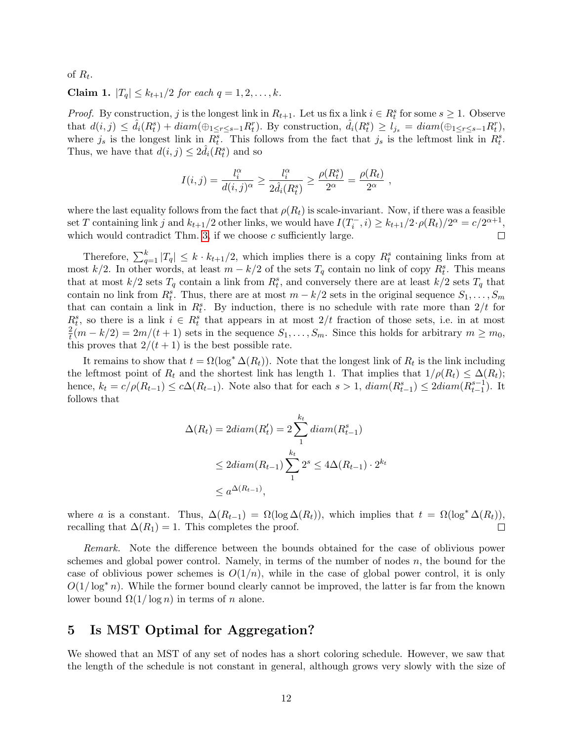of $R_t$.

**Claim 1.** *$|T_q| \le k_{t+1}/2$ for each $q = 1, 2, \ldots, k$.*

*Proof.* By construction, $j$ is the longest link in $R_{t+1}$. Let us fix a link $i \in R_t^s$ for some $s \ge 1$. Observe that $d(i,j) \le \hat{d}_i(R_t^s) + diam(\oplus_{1 \le r \le s-1} R_t^r)$. By construction, $\hat{d}_i(R_t^s) \ge l_{j_s} = diam(\oplus_{1\le r \le s-1} R_t^r)$, where $j_s$ is the longest link in $R_t^s$. This follows from the fact that $j_s$ is the leftmost link in $R_t^s$. Thus, we have that $d(i,j) \le 2\hat{d}_i(R_t^s)$ and so

$$I(i,j) = \frac{l_i^\alpha}{d(i,j)^\alpha} \ge \frac{l_i^\alpha}{2\hat{d}_i(R_t^s)} \ge \frac{\rho(R_t^s)}{2^\alpha} = \frac{\rho(R_t)}{2^\alpha} \ ,$$

where the last equality follows from the fact that $\rho(R_t)$ is scale-invariant. Now, if there was a feasible set $T$ containing link $j$ and $k_{t+1}/2$ other links, we would have $I(T_i^-, i) \ge k_{t+1}/2 \cdot \rho(R_t)/2^\alpha = c/2^{\alpha+1}$, which would contradict Thm. 3, if we choose $c$ sufficiently large. $\square$

Therefore, $\sum_{q=1}^k |T_q| \le k \cdot k_{t+1}/2$, which implies there is a copy $R_t^s$ containing links from at most $k/2$. In other words, at least $m - k/2$ of the sets $T_q$ contain no link of copy $R_t^s$. This means that at most $k/2$ sets $T_q$ contain a link from $R_t^s$, and conversely there are at least $k/2$ sets $T_q$ that contain no link from $R_t^s$. Thus, there are at most $m - k/2$ sets in the original sequence $S_1, \ldots, S_m$ that can contain a link in $R_t^s$. By induction, there is no schedule with rate more than $2/t$ for $R_t^s$, so there is a link $i \in R_t^s$ that appears in at most $2/t$ fraction of those sets, i.e. in at most $\frac{2}{t}(m - k/2) = 2m/(t+1)$ sets in the sequence $S_1, \ldots, S_m$. Since this holds for arbitrary $m \ge m_0$, this proves that $2/(t+1)$ is the best possible rate.

It remains to show that $t = \Omega(\log^* \Delta(R_t))$. Note that the longest link of $R_t$ is the link including the leftmost point of $R_t$ and the shortest link has length 1. That implies that $1/\rho(R_t) \le \Delta(R_t)$; hence, $k_t = c/\rho(R_{t-1}) \le c\Delta(R_{t-1})$. Note also that for each $s > 1$, $diam(R_{t-1}^s) \le 2 diam(R_{t-1}^{s-1})$. It follows that

$$\begin{aligned}
\Delta(R_t) = 2diam(R_t') &= 2\sum_1^{k_t} diam(R_{t-1}^s) \\
&\le 2diam(R_{t-1}) \sum_1^{k_t} 2^s \le 4\Delta(R_{t-1}) \cdot 2^{k_t} \\
&\le a^{\Delta(R_{t-1})},
\end{aligned}$$

where $a$ is a constant. Thus, $\Delta(R_{t-1}) = \Omega(\log \Delta(R_t))$, which implies that $t = \Omega(\log^* \Delta(R_t))$, recalling that $\Delta(R_1) = 1$. This completes the proof. $\square$

*Remark.* Note the difference between the bounds obtained for the case of oblivious power schemes and global power control. Namely, in terms of the number of nodes $n$, the bound for the case of oblivious power schemes is $O(1/n)$, while in the case of global power control, it is only $O(1/\log^* n)$. While the former bound clearly cannot be improved, the latter is far from the known lower bound $\Omega(1/\log n)$ in terms of $n$ alone.

## 5 Is MST Optimal for Aggregation?

We showed that an MST of any set of nodes has a short coloring schedule. However, we saw that the length of the schedule is not constant in general, although grows very slowly with the size of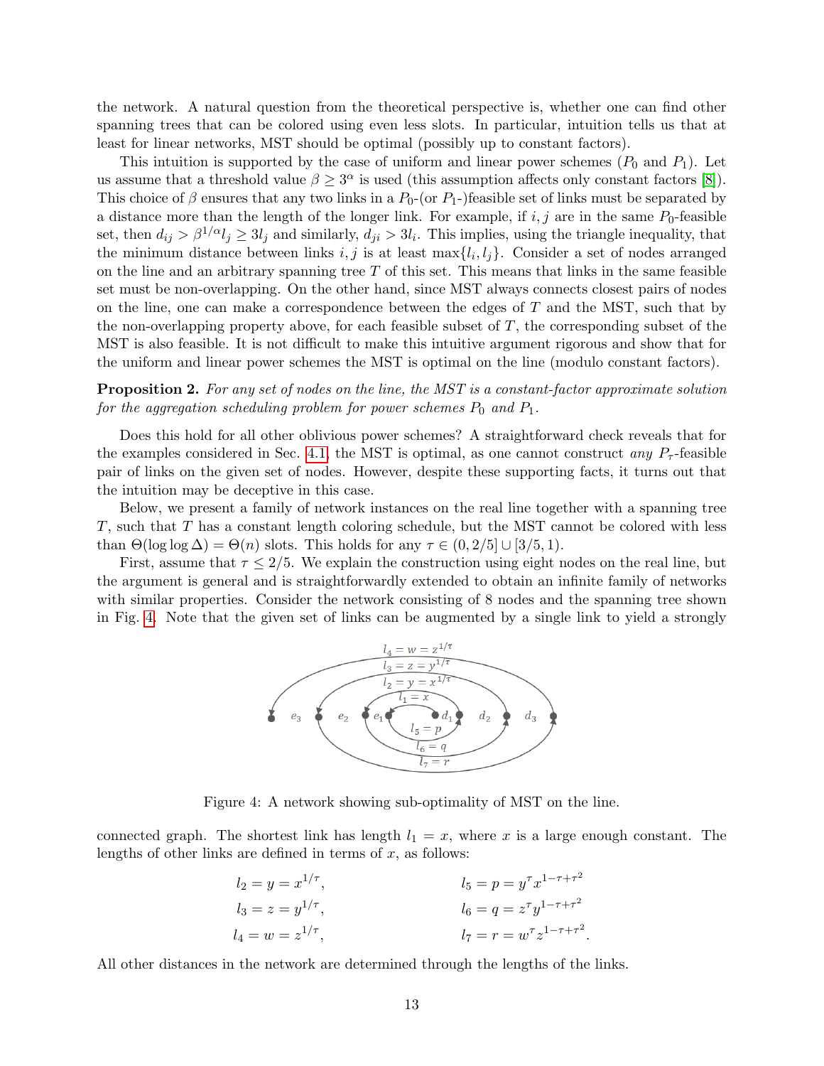the network. A natural question from the theoretical perspective is, whether one can find other spanning trees that can be colored using even less slots. In particular, intuition tells us that at least for linear networks, MST should be optimal (possibly up to constant factors).

This intuition is supported by the case of uniform and linear power schemes ($P_0$ and $P_1$). Let us assume that a threshold value $\beta \geq 3^\alpha$ is used (this assumption affects only constant factors [8]). This choice of $\beta$ ensures that any two links in a $P_0$-(or $P_1$-)feasible set of links must be separated by a distance more than the length of the longer link. For example, if $i, j$ are in the same $P_0$-feasible set, then $d_{ij} > \beta^{1/\alpha} l_j \geq 3l_j$ and similarly, $d_{ji} > 3l_i$. This implies, using the triangle inequality, that the minimum distance between links $i, j$ is at least $\max\{l_i, l_j\}$. Consider a set of nodes arranged on the line and an arbitrary spanning tree $T$ of this set. This means that links in the same feasible set must be non-overlapping. On the other hand, since MST always connects closest pairs of nodes on the line, one can make a correspondence between the edges of $T$ and the MST, such that by the non-overlapping property above, for each feasible subset of $T$, the corresponding subset of the MST is also feasible. It is not difficult to make this intuitive argument rigorous and show that for the uniform and linear power schemes the MST is optimal on the line (modulo constant factors).

**Proposition 2.** *For any set of nodes on the line, the MST is a constant-factor approximate solution for the aggregation scheduling problem for power schemes $P_0$ and $P_1$.*

Does this hold for all other oblivious power schemes? A straightforward check reveals that for the examples considered in Sec. 4.1, the MST is optimal, as one cannot construct *any* $P_\tau$-feasible pair of links on the given set of nodes. However, despite these supporting facts, it turns out that the intuition may be deceptive in this case.

Below, we present a family of network instances on the real line together with a spanning tree $T$, such that $T$ has a constant length coloring schedule, but the MST cannot be colored with less than $\Theta(\log\log\Delta) = \Theta(n)$ slots. This holds for any $\tau \in (0, 2/5] \cup [3/5, 1)$.

First, assume that $\tau \leq 2/5$. We explain the construction using eight nodes on the real line, but the argument is general and is straightforwardly extended to obtain an infinite family of networks with similar properties. Consider the network consisting of 8 nodes and the spanning tree shown in Fig. 4. Note that the given set of links can be augmented by a single link to yield a strongly

Figure 4: A network showing sub-optimality of MST on the line.

connected graph. The shortest link has length $l_1 = x$, where $x$ is a large enough constant. The lengths of other links are defined in terms of $x$, as follows:

$$l_2 = y = x^{1/\tau}, \qquad l_5 = p = y^\tau x^{1-\tau+\tau^2}$$

$$l_3 = z = y^{1/\tau}, \qquad l_6 = q = z^\tau y^{1-\tau+\tau^2}$$

$$l_4 = w = z^{1/\tau}, \qquad l_7 = r = w^\tau z^{1-\tau+\tau^2}.$$

All other distances in the network are determined through the lengths of the links.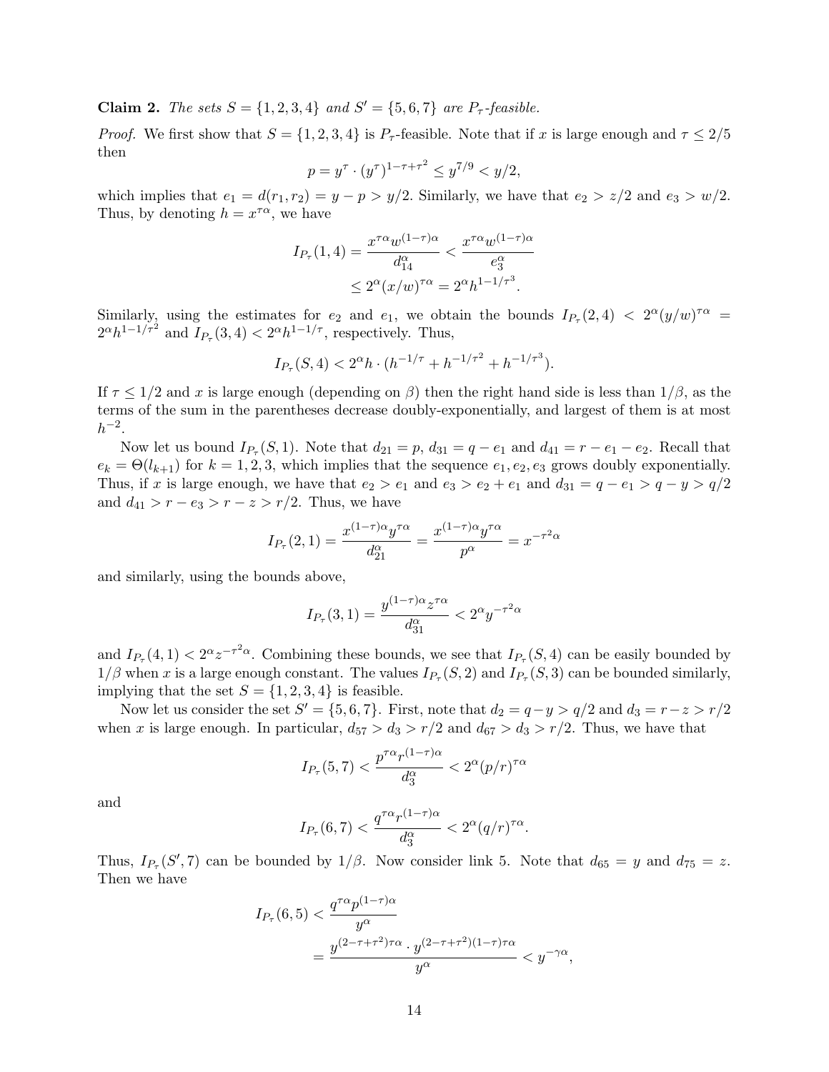**Claim 2.** *The sets $S = \{1, 2, 3, 4\}$ and $S' = \{5, 6, 7\}$ are $P_\tau$-feasible.*

*Proof.* We first show that $S = \{1, 2, 3, 4\}$ is $P_\tau$-feasible. Note that if $x$ is large enough and $\tau \le 2/5$ then

$$p = y^\tau \cdot (y^\tau)^{1-\tau+\tau^2} \le y^{7/9} < y/2,$$

which implies that $e_1 = d(r_1, r_2) = y - p > y/2$. Similarly, we have that $e_2 > z/2$ and $e_3 > w/2$. Thus, by denoting $h = x^{\tau\alpha}$, we have

$$\begin{aligned} I_{P_\tau}(1,4) = \frac{x^{\tau\alpha} w^{(1-\tau)\alpha}}{d_{14}^\alpha} &< \frac{x^{\tau\alpha} w^{(1-\tau)\alpha}}{e_3^\alpha} \\ &\le 2^\alpha (x/w)^{\tau\alpha} = 2^\alpha h^{1-1/\tau^3}. \end{aligned}$$

Similarly, using the estimates for $e_2$ and $e_1$, we obtain the bounds $I_{P_\tau}(2,4) < 2^\alpha (y/w)^{\tau\alpha} = 2^\alpha h^{1-1/\tau^2}$ and $I_{P_\tau}(3,4) < 2^\alpha h^{1-1/\tau}$, respectively. Thus,

$$I_{P_\tau}(S,4) < 2^\alpha h \cdot (h^{-1/\tau} + h^{-1/\tau^2} + h^{-1/\tau^3}).$$

If $\tau \le 1/2$ and $x$ is large enough (depending on $\beta$) then the right hand side is less than $1/\beta$, as the terms of the sum in the parentheses decrease doubly-exponentially, and largest of them is at most $h^{-2}$.

Now let us bound $I_{P_\tau}(S,1)$. Note that $d_{21} = p$, $d_{31} = q - e_1$ and $d_{41} = r - e_1 - e_2$. Recall that $e_k = \Theta(l_{k+1})$ for $k = 1, 2, 3$, which implies that the sequence $e_1, e_2, e_3$ grows doubly exponentially. Thus, if $x$ is large enough, we have that $e_2 > e_1$ and $e_3 > e_2 + e_1$ and $d_{31} = q - e_1 > q - y > q/2$ and $d_{41} > r - e_3 > r - z > r/2$. Thus, we have

$$I_{P_\tau}(2,1) = \frac{x^{(1-\tau)\alpha} y^{\tau\alpha}}{d_{21}^\alpha} = \frac{x^{(1-\tau)\alpha} y^{\tau\alpha}}{p^\alpha} = x^{-\tau^2\alpha}$$

and similarly, using the bounds above,

$$I_{P_\tau}(3,1) = \frac{y^{(1-\tau)\alpha} z^{\tau\alpha}}{d_{31}^\alpha} < 2^\alpha y^{-\tau^2\alpha}$$

and $I_{P_\tau}(4,1) < 2^\alpha z^{-\tau^2\alpha}$. Combining these bounds, we see that $I_{P_\tau}(S,4)$ can be easily bounded by $1/\beta$ when $x$ is a large enough constant. The values $I_{P_\tau}(S,2)$ and $I_{P_\tau}(S,3)$ can be bounded similarly, implying that the set $S = \{1, 2, 3, 4\}$ is feasible.

Now let us consider the set $S' = \{5, 6, 7\}$. First, note that $d_2 = q - y > q/2$ and $d_3 = r - z > r/2$ when $x$ is large enough. In particular, $d_{57} > d_3 > r/2$ and $d_{67} > d_3 > r/2$. Thus, we have that

$$I_{P_\tau}(5,7) < \frac{p^{\tau\alpha} r^{(1-\tau)\alpha}}{d_3^\alpha} < 2^\alpha (p/r)^{\tau\alpha}$$

and

$$I_{P_\tau}(6,7) < \frac{q^{\tau\alpha} r^{(1-\tau)\alpha}}{d_3^\alpha} < 2^\alpha (q/r)^{\tau\alpha}.$$

Thus, $I_{P_\tau}(S',7)$ can be bounded by $1/\beta$. Now consider link 5. Note that $d_{65} = y$ and $d_{75} = z$. Then we have

$$\begin{aligned} I_{P_\tau}(6,5) &< \frac{q^{\tau\alpha} p^{(1-\tau)\alpha}}{y^\alpha} \\ &= \frac{y^{(2-\tau+\tau^2)\tau\alpha} \cdot y^{(2-\tau+\tau^2)(1-\tau)\tau\alpha}}{y^\alpha} < y^{-\gamma\alpha}, \end{aligned}$$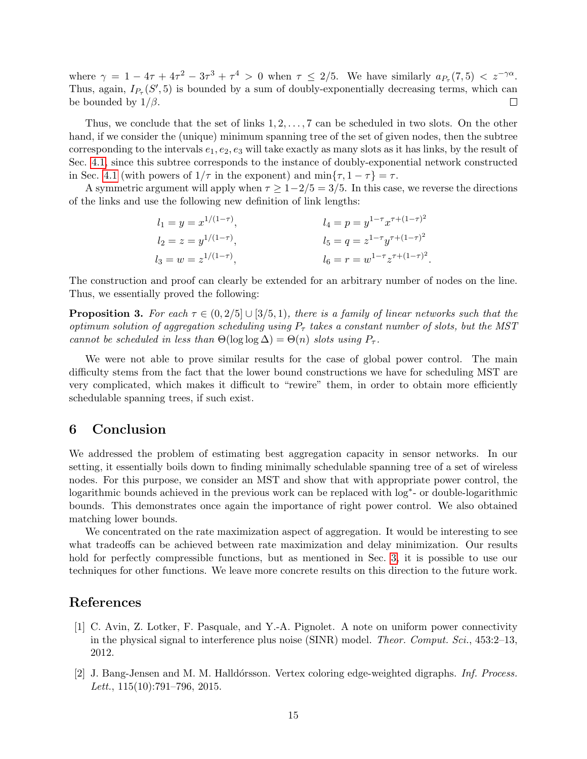where $\gamma = 1 - 4\tau + 4\tau^2 - 3\tau^3 + \tau^4 > 0$ when $\tau \leq 2/5$. We have similarly $a_{P_\tau}(7,5) < z^{-\gamma\alpha}$. Thus, again, $I_{P_\tau}(S', 5)$ is bounded by a sum of doubly-exponentially decreasing terms, which can be bounded by $1/\beta$. $\square$

Thus, we conclude that the set of links $1, 2, \ldots, 7$ can be scheduled in two slots. On the other hand, if we consider the (unique) minimum spanning tree of the set of given nodes, then the subtree corresponding to the intervals $e_1, e_2, e_3$ will take exactly as many slots as it has links, by the result of Sec. 4.1, since this subtree corresponds to the instance of doubly-exponential network constructed in Sec. 4.1 (with powers of $1/\tau$ in the exponent) and $\min\{\tau, 1-\tau\} = \tau$.

A symmetric argument will apply when $\tau \geq 1 - 2/5 = 3/5$. In this case, we reverse the directions of the links and use the following new definition of link lengths:

$$
\begin{aligned}
l_1 &= y = x^{1/(1-\tau)}, & l_4 &= p = y^{1-\tau} x^{\tau + (1-\tau)^2} \\
l_2 &= z = y^{1/(1-\tau)}, & l_5 &= q = z^{1-\tau} y^{\tau + (1-\tau)^2} \\
l_3 &= w = z^{1/(1-\tau)}, & l_6 &= r = w^{1-\tau} z^{\tau + (1-\tau)^2}.
\end{aligned}
$$

The construction and proof can clearly be extended for an arbitrary number of nodes on the line. Thus, we essentially proved the following:

**Proposition 3.** *For each $\tau \in (0, 2/5] \cup [3/5, 1)$, there is a family of linear networks such that the optimum solution of aggregation scheduling using $P_\tau$ takes a constant number of slots, but the MST cannot be scheduled in less than $\Theta(\log\log\Delta) = \Theta(n)$ slots using $P_\tau$.*

We were not able to prove similar results for the case of global power control. The main difficulty stems from the fact that the lower bound constructions we have for scheduling MST are very complicated, which makes it difficult to "rewire" them, in order to obtain more efficiently schedulable spanning trees, if such exist.

## 6 Conclusion

We addressed the problem of estimating best aggregation capacity in sensor networks. In our setting, it essentially boils down to finding minimally schedulable spanning tree of a set of wireless nodes. For this purpose, we consider an MST and show that with appropriate power control, the logarithmic bounds achieved in the previous work can be replaced with $\log^*$- or double-logarithmic bounds. This demonstrates once again the importance of right power control. We also obtained matching lower bounds.

We concentrated on the rate maximization aspect of aggregation. It would be interesting to see what tradeoffs can be achieved between rate maximization and delay minimization. Our results hold for perfectly compressible functions, but as mentioned in Sec. 3, it is possible to use our techniques for other functions. We leave more concrete results on this direction to the future work.

## References

[1] C. Avin, Z. Lotker, F. Pasquale, and Y.-A. Pignolet. A note on uniform power connectivity in the physical signal to interference plus noise (SINR) model. *Theor. Comput. Sci.*, 453:2–13, 2012.

[2] J. Bang-Jensen and M. M. Halldórsson. Vertex coloring edge-weighted digraphs. *Inf. Process. Lett.*, 115(10):791–796, 2015.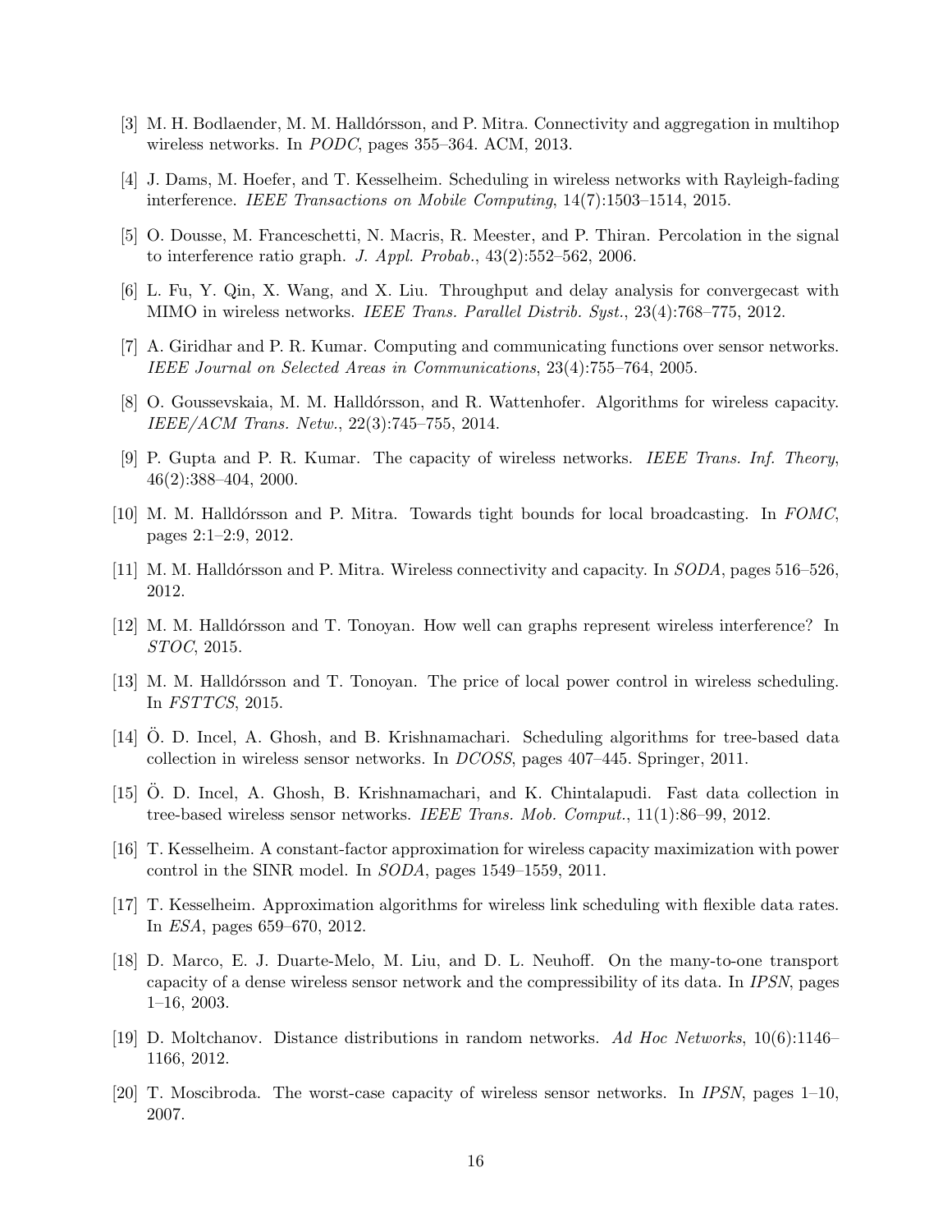[3] M. H. Bodlaender, M. M. Halldórsson, and P. Mitra. Connectivity and aggregation in multihop wireless networks. In *PODC*, pages 355–364. ACM, 2013.

[4] J. Dams, M. Hoefer, and T. Kesselheim. Scheduling in wireless networks with Rayleigh-fading interference. *IEEE Transactions on Mobile Computing*, 14(7):1503–1514, 2015.

[5] O. Dousse, M. Franceschetti, N. Macris, R. Meester, and P. Thiran. Percolation in the signal to interference ratio graph. *J. Appl. Probab.*, 43(2):552–562, 2006.

[6] L. Fu, Y. Qin, X. Wang, and X. Liu. Throughput and delay analysis for convergecast with MIMO in wireless networks. *IEEE Trans. Parallel Distrib. Syst.*, 23(4):768–775, 2012.

[7] A. Giridhar and P. R. Kumar. Computing and communicating functions over sensor networks. *IEEE Journal on Selected Areas in Communications*, 23(4):755–764, 2005.

[8] O. Goussevskaia, M. M. Halldórsson, and R. Wattenhofer. Algorithms for wireless capacity. *IEEE/ACM Trans. Netw.*, 22(3):745–755, 2014.

[9] P. Gupta and P. R. Kumar. The capacity of wireless networks. *IEEE Trans. Inf. Theory*, 46(2):388–404, 2000.

[10] M. M. Halldórsson and P. Mitra. Towards tight bounds for local broadcasting. In *FOMC*, pages 2:1–2:9, 2012.

[11] M. M. Halldórsson and P. Mitra. Wireless connectivity and capacity. In *SODA*, pages 516–526, 2012.

[12] M. M. Halldórsson and T. Tonoyan. How well can graphs represent wireless interference? In *STOC*, 2015.

[13] M. M. Halldórsson and T. Tonoyan. The price of local power control in wireless scheduling. In *FSTTCS*, 2015.

[14] Ö. D. Incel, A. Ghosh, and B. Krishnamachari. Scheduling algorithms for tree-based data collection in wireless sensor networks. In *DCOSS*, pages 407–445. Springer, 2011.

[15] Ö. D. Incel, A. Ghosh, B. Krishnamachari, and K. Chintalapudi. Fast data collection in tree-based wireless sensor networks. *IEEE Trans. Mob. Comput.*, 11(1):86–99, 2012.

[16] T. Kesselheim. A constant-factor approximation for wireless capacity maximization with power control in the SINR model. In *SODA*, pages 1549–1559, 2011.

[17] T. Kesselheim. Approximation algorithms for wireless link scheduling with flexible data rates. In *ESA*, pages 659–670, 2012.

[18] D. Marco, E. J. Duarte-Melo, M. Liu, and D. L. Neuhoff. On the many-to-one transport capacity of a dense wireless sensor network and the compressibility of its data. In *IPSN*, pages 1–16, 2003.

[19] D. Moltchanov. Distance distributions in random networks. *Ad Hoc Networks*, 10(6):1146–1166, 2012.

[20] T. Moscibroda. The worst-case capacity of wireless sensor networks. In *IPSN*, pages 1–10, 2007.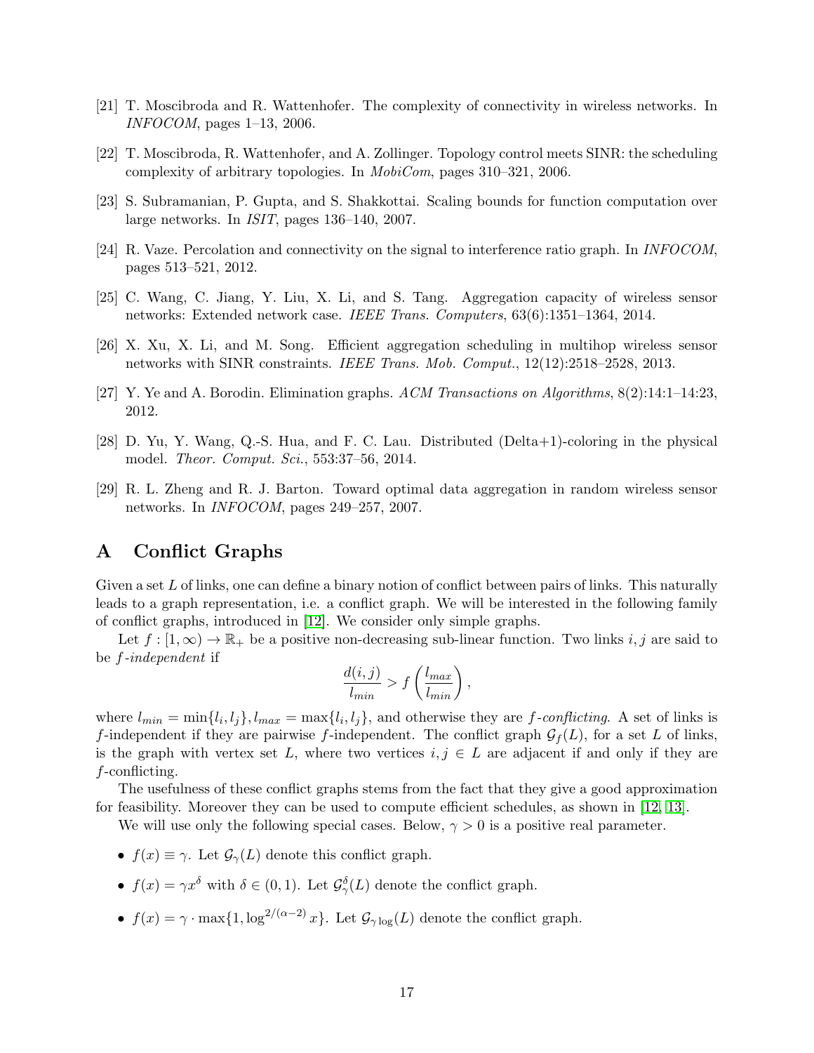[21] T. Moscibroda and R. Wattenhofer. The complexity of connectivity in wireless networks. In *INFOCOM*, pages 1–13, 2006.

[22] T. Moscibroda, R. Wattenhofer, and A. Zollinger. Topology control meets SINR: the scheduling complexity of arbitrary topologies. In *MobiCom*, pages 310–321, 2006.

[23] S. Subramanian, P. Gupta, and S. Shakkottai. Scaling bounds for function computation over large networks. In *ISIT*, pages 136–140, 2007.

[24] R. Vaze. Percolation and connectivity on the signal to interference ratio graph. In *INFOCOM*, pages 513–521, 2012.

[25] C. Wang, C. Jiang, Y. Liu, X. Li, and S. Tang. Aggregation capacity of wireless sensor networks: Extended network case. *IEEE Trans. Computers*, 63(6):1351–1364, 2014.

[26] X. Xu, X. Li, and M. Song. Efficient aggregation scheduling in multihop wireless sensor networks with SINR constraints. *IEEE Trans. Mob. Comput.*, 12(12):2518–2528, 2013.

[27] Y. Ye and A. Borodin. Elimination graphs. *ACM Transactions on Algorithms*, 8(2):14:1–14:23, 2012.

[28] D. Yu, Y. Wang, Q.-S. Hua, and F. C. Lau. Distributed (Delta+1)-coloring in the physical model. *Theor. Comput. Sci.*, 553:37–56, 2014.

[29] R. L. Zheng and R. J. Barton. Toward optimal data aggregation in random wireless sensor networks. In *INFOCOM*, pages 249–257, 2007.

# A Conflict Graphs

Given a set $L$ of links, one can define a binary notion of conflict between pairs of links. This naturally leads to a graph representation, i.e. a conflict graph. We will be interested in the following family of conflict graphs, introduced in [12]. We consider only simple graphs.

Let $f : [1, \infty) \to \mathbb{R}_+$ be a positive non-decreasing sub-linear function. Two links $i, j$ are said to be *$f$-independent* if

$$\frac{d(i,j)}{l_{min}} > f\left(\frac{l_{max}}{l_{min}}\right),$$

where $l_{min} = \min\{l_i, l_j\}, l_{max} = \max\{l_i, l_j\}$, and otherwise they are *$f$-conflicting*. A set of links is $f$-independent if they are pairwise $f$-independent. The conflict graph $\mathcal{G}_f(L)$, for a set $L$ of links, is the graph with vertex set $L$, where two vertices $i, j \in L$ are adjacent if and only if they are $f$-conflicting.

The usefulness of these conflict graphs stems from the fact that they give a good approximation for feasibility. Moreover they can be used to compute efficient schedules, as shown in [12, 13].

We will use only the following special cases. Below, $\gamma > 0$ is a positive real parameter.

- $f(x) \equiv \gamma$. Let $\mathcal{G}_\gamma(L)$ denote this conflict graph.
- $f(x) = \gamma x^\delta$ with $\delta \in (0, 1)$. Let $\mathcal{G}_\gamma^\delta(L)$ denote the conflict graph.
- $f(x) = \gamma \cdot \max\{1, \log^{2/(\alpha-2)} x\}$. Let $\mathcal{G}_{\gamma \log}(L)$ denote the conflict graph.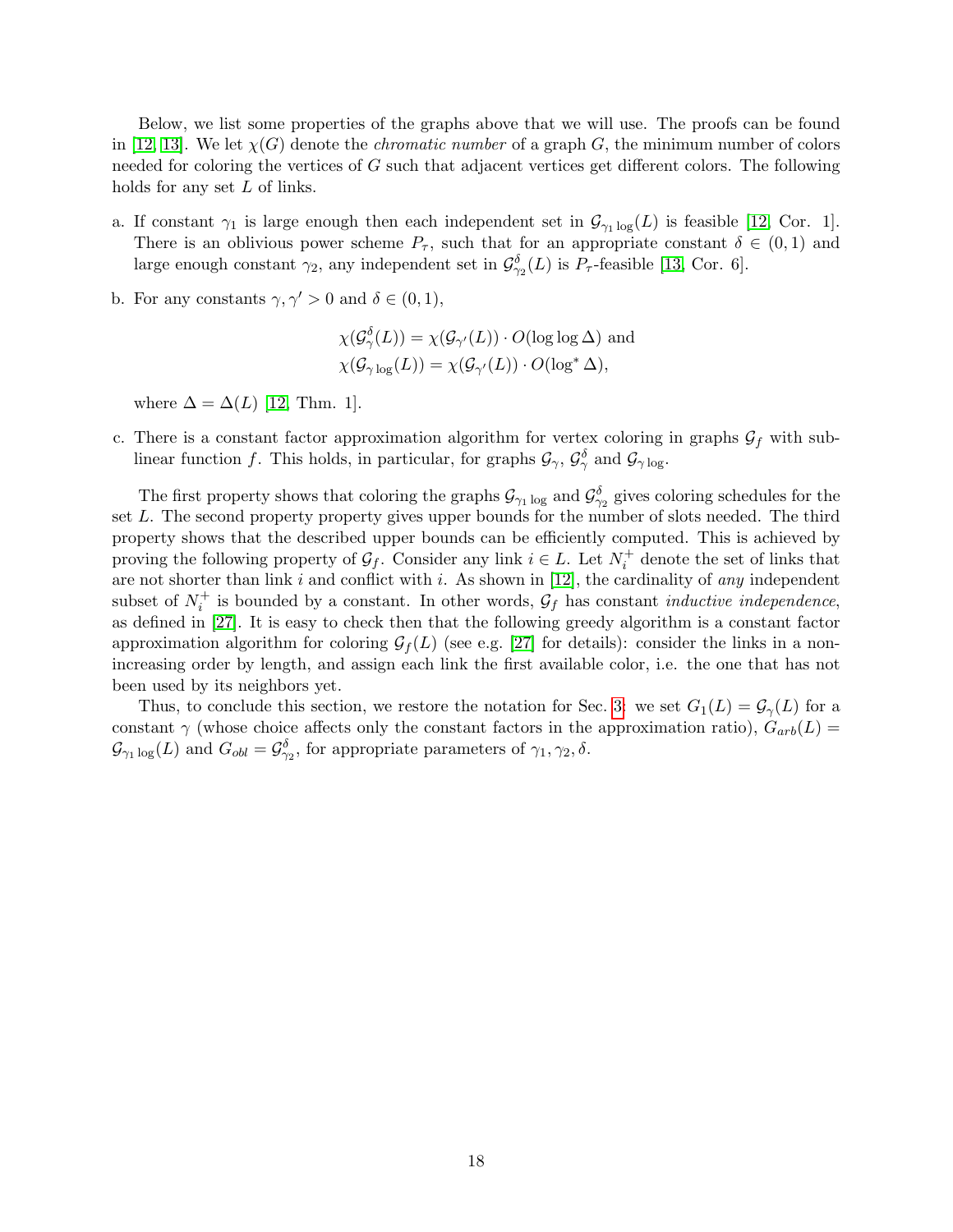Below, we list some properties of the graphs above that we will use. The proofs can be found in [12, 13]. We let $\chi(G)$ denote the *chromatic number* of a graph $G$, the minimum number of colors needed for coloring the vertices of $G$ such that adjacent vertices get different colors. The following holds for any set $L$ of links.

a. If constant $\gamma_1$ is large enough then each independent set in $\mathcal{G}_{\gamma_1 \log}(L)$ is feasible [12, Cor. 1]. There is an oblivious power scheme $P_\tau$, such that for an appropriate constant $\delta \in (0,1)$ and large enough constant $\gamma_2$, any independent set in $\mathcal{G}^{\delta}_{\gamma_2}(L)$ is $P_\tau$-feasible [13, Cor. 6].

b. For any constants $\gamma, \gamma' > 0$ and $\delta \in (0,1)$,

$$\chi(\mathcal{G}^{\delta}_{\gamma}(L)) = \chi(\mathcal{G}_{\gamma'}(L)) \cdot O(\log\log\Delta) \text{ and}$$
$$\chi(\mathcal{G}_{\gamma \log}(L)) = \chi(\mathcal{G}_{\gamma'}(L)) \cdot O(\log^* \Delta),$$

where $\Delta = \Delta(L)$ [12, Thm. 1].

c. There is a constant factor approximation algorithm for vertex coloring in graphs $\mathcal{G}_f$ with sublinear function $f$. This holds, in particular, for graphs $\mathcal{G}_\gamma$, $\mathcal{G}^{\delta}_{\gamma}$ and $\mathcal{G}_{\gamma \log}$.

The first property shows that coloring the graphs $\mathcal{G}_{\gamma_1 \log}$ and $\mathcal{G}^{\delta}_{\gamma_2}$ gives coloring schedules for the set $L$. The second property property gives upper bounds for the number of slots needed. The third property shows that the described upper bounds can be efficiently computed. This is achieved by proving the following property of $\mathcal{G}_f$. Consider any link $i \in L$. Let $N_i^+$ denote the set of links that are not shorter than link $i$ and conflict with $i$. As shown in [12], the cardinality of *any* independent subset of $N_i^+$ is bounded by a constant. In other words, $\mathcal{G}_f$ has constant *inductive independence*, as defined in [27]. It is easy to check then that the following greedy algorithm is a constant factor approximation algorithm for coloring $\mathcal{G}_f(L)$ (see e.g. [27] for details): consider the links in a non-increasing order by length, and assign each link the first available color, i.e. the one that has not been used by its neighbors yet.

Thus, to conclude this section, we restore the notation for Sec. 3: we set $G_1(L) = \mathcal{G}_\gamma(L)$ for a constant $\gamma$ (whose choice affects only the constant factors in the approximation ratio), $G_{arb}(L) = \mathcal{G}_{\gamma_1 \log}(L)$ and $G_{obl} = \mathcal{G}^{\delta}_{\gamma_2}$, for appropriate parameters of $\gamma_1, \gamma_2, \delta$.